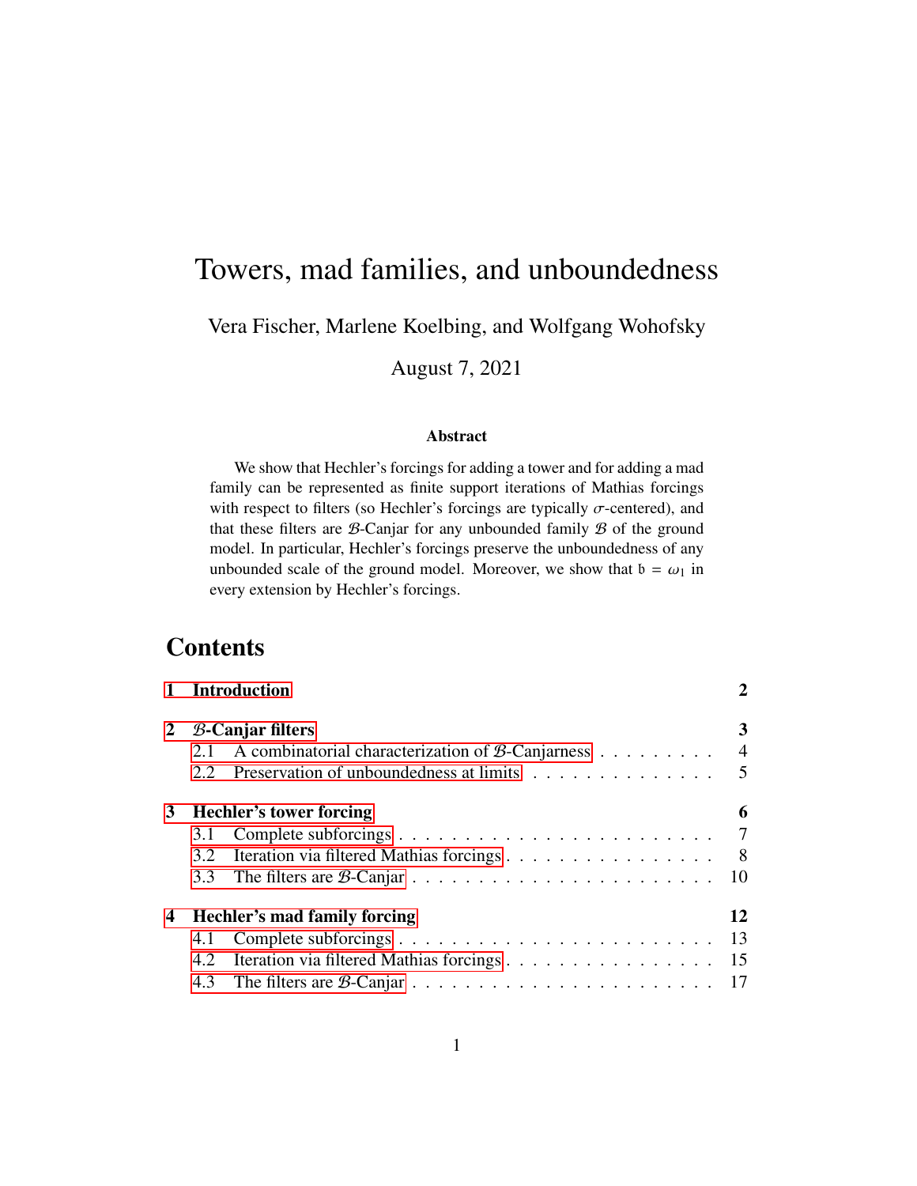# Towers, mad families, and unboundedness

Vera Fischer, Marlene Koelbing, and Wolfgang Wohofsky

August 7, 2021

### Abstract

We show that Hechler's forcings for adding a tower and for adding a mad family can be represented as finite support iterations of Mathias forcings with respect to filters (so Hechler's forcings are typically $\sigma$-centered), and that these filters are $\mathcal{B}$-Canjar for any unbounded family $\mathcal{B}$ of the ground model. In particular, Hechler's forcings preserve the unboundedness of any unbounded scale of the ground model. Moreover, we show that $\mathfrak{b} = \omega_1$ in every extension by Hechler's forcings.

## Contents

| | | |
|---|---|---|
| **1 Introduction** | | **2** |
| **2 $\mathcal{B}$-Canjar filters** | | **3** |
| | 2.1 A combinatorial characterization of $\mathcal{B}$-Canjarness | 4 |
| | 2.2 Preservation of unboundedness at limits | 5 |
| **3 Hechler's tower forcing** | | **6** |
| | 3.1 Complete subforcings | 7 |
| | 3.2 Iteration via filtered Mathias forcings | 8 |
| | 3.3 The filters are $\mathcal{B}$-Canjar | 10 |
| **4 Hechler's mad family forcing** | | **12** |
| | 4.1 Complete subforcings | 13 |
| | 4.2 Iteration via filtered Mathias forcings | 15 |
| | 4.3 The filters are $\mathcal{B}$-Canjar | 17 |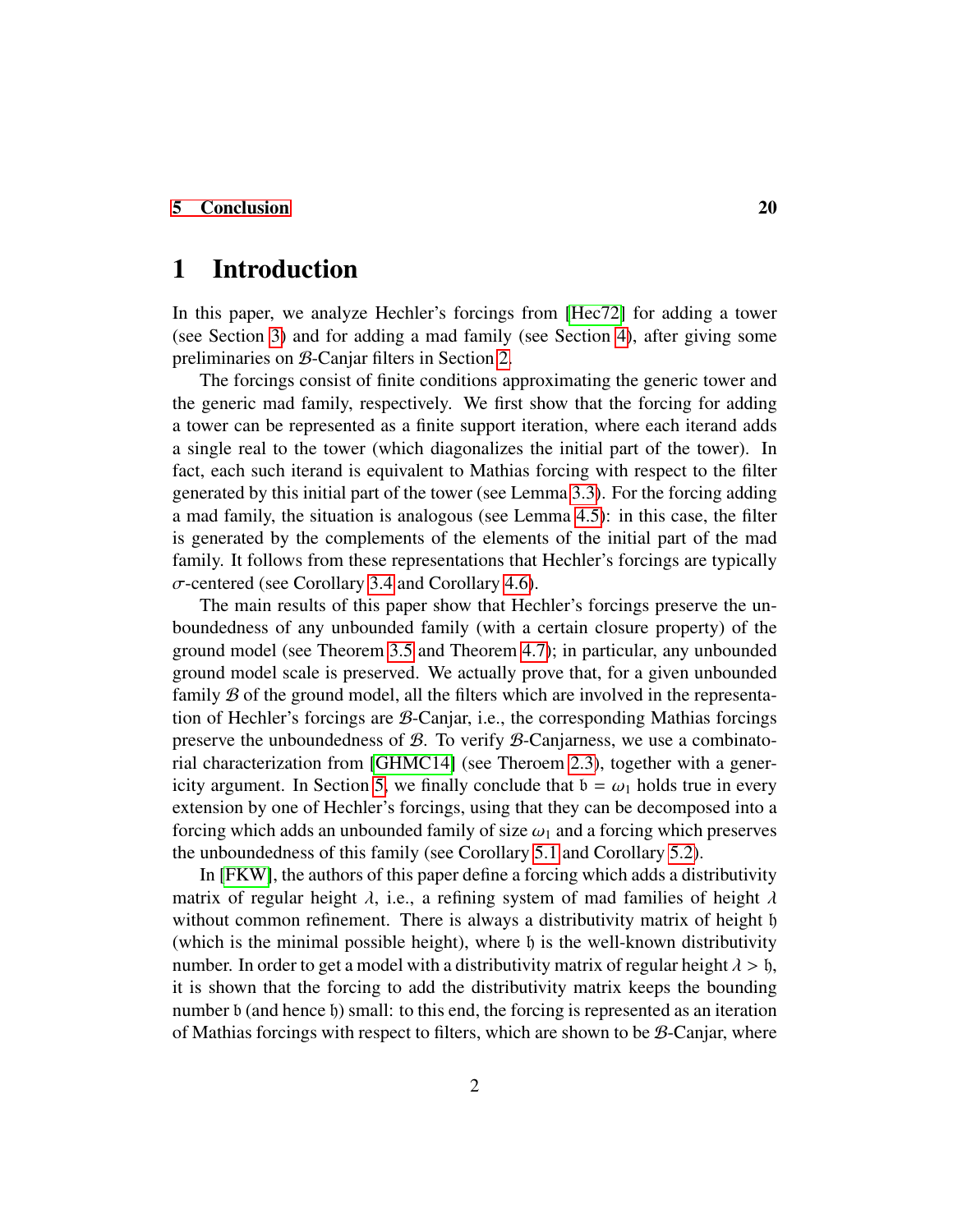5 Conclusion 20

# 1 Introduction

In this paper, we analyze Hechler's forcings from [Hec72] for adding a tower (see Section 3) and for adding a mad family (see Section 4), after giving some preliminaries on $\mathcal{B}$-Canjar filters in Section 2.

The forcings consist of finite conditions approximating the generic tower and the generic mad family, respectively. We first show that the forcing for adding a tower can be represented as a finite support iteration, where each iterand adds a single real to the tower (which diagonalizes the initial part of the tower). In fact, each such iterand is equivalent to Mathias forcing with respect to the filter generated by this initial part of the tower (see Lemma 3.3). For the forcing adding a mad family, the situation is analogous (see Lemma 4.5): in this case, the filter is generated by the complements of the elements of the initial part of the mad family. It follows from these representations that Hechler's forcings are typically $\sigma$-centered (see Corollary 3.4 and Corollary 4.6).

The main results of this paper show that Hechler's forcings preserve the unboundedness of any unbounded family (with a certain closure property) of the ground model (see Theorem 3.5 and Theorem 4.7); in particular, any unbounded ground model scale is preserved. We actually prove that, for a given unbounded family $\mathcal{B}$ of the ground model, all the filters which are involved in the representation of Hechler's forcings are $\mathcal{B}$-Canjar, i.e., the corresponding Mathias forcings preserve the unboundedness of $\mathcal{B}$. To verify $\mathcal{B}$-Canjarness, we use a combinatorial characterization from [GHMC14] (see Theroem 2.3), together with a genericity argument. In Section 5, we finally conclude that $\mathfrak{b} = \omega_1$ holds true in every extension by one of Hechler's forcings, using that they can be decomposed into a forcing which adds an unbounded family of size $\omega_1$ and a forcing which preserves the unboundedness of this family (see Corollary 5.1 and Corollary 5.2).

In [FKW], the authors of this paper define a forcing which adds a distributivity matrix of regular height $\lambda$, i.e., a refining system of mad families of height $\lambda$ without common refinement. There is always a distributivity matrix of height $\mathfrak{h}$ (which is the minimal possible height), where $\mathfrak{h}$ is the well-known distributivity number. In order to get a model with a distributivity matrix of regular height $\lambda > \mathfrak{h}$, it is shown that the forcing to add the distributivity matrix keeps the bounding number $\mathfrak{b}$ (and hence $\mathfrak{h}$) small: to this end, the forcing is represented as an iteration of Mathias forcings with respect to filters, which are shown to be $\mathcal{B}$-Canjar, where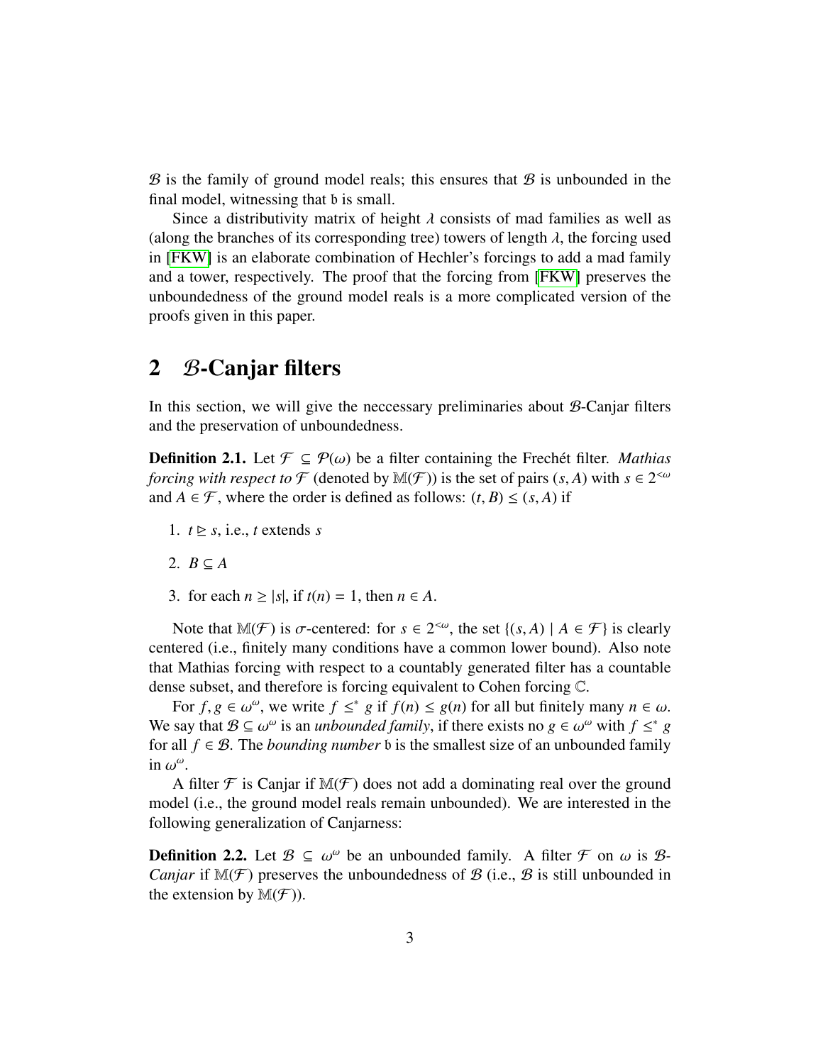$\mathcal{B}$ is the family of ground model reals; this ensures that $\mathcal{B}$ is unbounded in the final model, witnessing that $\mathfrak{b}$ is small.

Since a distributivity matrix of height $\lambda$ consists of mad families as well as (along the branches of its corresponding tree) towers of length $\lambda$, the forcing used in [FKW] is an elaborate combination of Hechler's forcings to add a mad family and a tower, respectively. The proof that the forcing from [FKW] preserves the unboundedness of the ground model reals is a more complicated version of the proofs given in this paper.

## 2 $\mathcal{B}$-Canjar filters

In this section, we will give the neccessary preliminaries about $\mathcal{B}$-Canjar filters and the preservation of unboundedness.

**Definition 2.1.** Let $\mathcal{F} \subseteq \mathcal{P}(\omega)$ be a filter containing the Frechét filter. *Mathias forcing with respect to* $\mathcal{F}$ (denoted by $\mathbb{M}(\mathcal{F})$) is the set of pairs $(s, A)$ with $s \in 2^{<\omega}$ and $A \in \mathcal{F}$, where the order is defined as follows: $(t, B) \leq (s, A)$ if

1. $t \trianglerighteq s$, i.e., $t$ extends $s$
2. $B \subseteq A$
3. for each $n \geq |s|$, if $t(n) = 1$, then $n \in A$.

Note that $\mathbb{M}(\mathcal{F})$ is $\sigma$-centered: for $s \in 2^{<\omega}$, the set $\{(s, A) \mid A \in \mathcal{F}\}$ is clearly centered (i.e., finitely many conditions have a common lower bound). Also note that Mathias forcing with respect to a countably generated filter has a countable dense subset, and therefore is forcing equivalent to Cohen forcing $\mathbb{C}$.

For $f, g \in \omega^\omega$, we write $f \leq^* g$ if $f(n) \leq g(n)$ for all but finitely many $n \in \omega$. We say that $\mathcal{B} \subseteq \omega^\omega$ is an *unbounded family*, if there exists no $g \in \omega^\omega$ with $f \leq^* g$ for all $f \in \mathcal{B}$. The *bounding number* $\mathfrak{b}$ is the smallest size of an unbounded family in $\omega^\omega$.

A filter $\mathcal{F}$ is Canjar if $\mathbb{M}(\mathcal{F})$ does not add a dominating real over the ground model (i.e., the ground model reals remain unbounded). We are interested in the following generalization of Canjarness:

**Definition 2.2.** Let $\mathcal{B} \subseteq \omega^\omega$ be an unbounded family. A filter $\mathcal{F}$ on $\omega$ is $\mathcal{B}$-*Canjar* if $\mathbb{M}(\mathcal{F})$ preserves the unboundedness of $\mathcal{B}$ (i.e., $\mathcal{B}$ is still unbounded in the extension by $\mathbb{M}(\mathcal{F})$).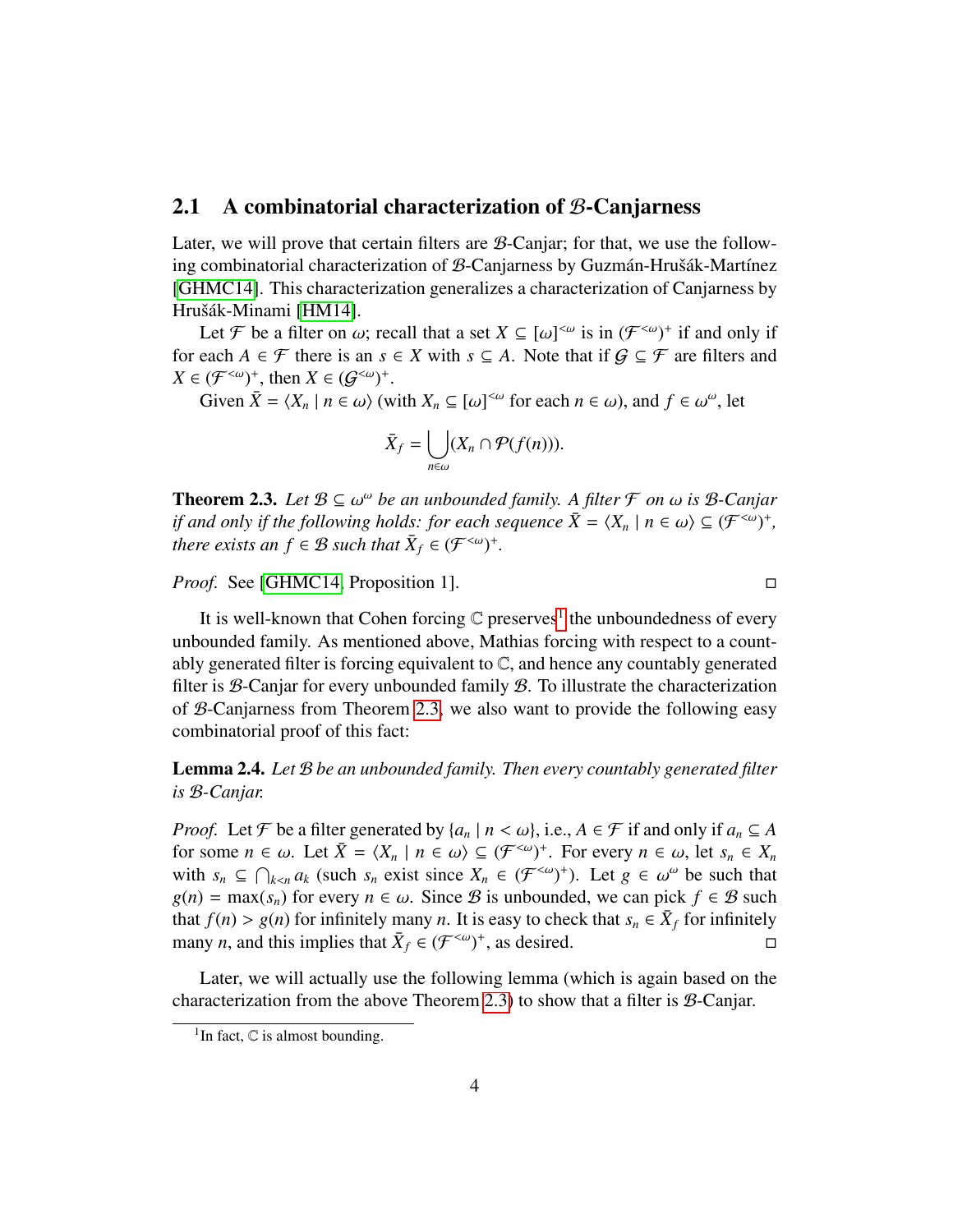## 2.1 A combinatorial characterization of $\mathcal{B}$-Canjarness

Later, we will prove that certain filters are $\mathcal{B}$-Canjar; for that, we use the following combinatorial characterization of $\mathcal{B}$-Canjarness by Guzmán-Hrušák-Martínez [GHMC14]. This characterization generalizes a characterization of Canjarness by Hrušák-Minami [HM14].

Let $\mathcal{F}$ be a filter on $\omega$; recall that a set $X \subseteq [\omega]^{<\omega}$ is in $(\mathcal{F}^{<\omega})^+$ if and only if for each $A \in \mathcal{F}$ there is an $s \in X$ with $s \subseteq A$. Note that if $\mathcal{G} \subseteq \mathcal{F}$ are filters and $X \in (\mathcal{F}^{<\omega})^+$, then $X \in (\mathcal{G}^{<\omega})^+$.

Given $\bar{X} = \langle X_n \mid n \in \omega \rangle$ (with $X_n \subseteq [\omega]^{<\omega}$ for each $n \in \omega$), and $f \in \omega^\omega$, let

$$\bar{X}_f = \bigcup_{n \in \omega} (X_n \cap \mathcal{P}(f(n))).$$

**Theorem 2.3.** *Let $\mathcal{B} \subseteq \omega^\omega$ be an unbounded family. A filter $\mathcal{F}$ on $\omega$ is $\mathcal{B}$-Canjar if and only if the following holds: for each sequence $\bar{X} = \langle X_n \mid n \in \omega \rangle \subseteq (\mathcal{F}^{<\omega})^+$, there exists an $f \in \mathcal{B}$ such that $\bar{X}_f \in (\mathcal{F}^{<\omega})^+$.*

*Proof.* See [GHMC14, Proposition 1]. □

It is well-known that Cohen forcing $\mathbb{C}$ preserves[1] the unboundedness of every unbounded family. As mentioned above, Mathias forcing with respect to a countably generated filter is forcing equivalent to $\mathbb{C}$, and hence any countably generated filter is $\mathcal{B}$-Canjar for every unbounded family $\mathcal{B}$. To illustrate the characterization of $\mathcal{B}$-Canjarness from Theorem 2.3, we also want to provide the following easy combinatorial proof of this fact:

**Lemma 2.4.** *Let $\mathcal{B}$ be an unbounded family. Then every countably generated filter is $\mathcal{B}$-Canjar.*

*Proof.* Let $\mathcal{F}$ be a filter generated by $\{a_n \mid n < \omega\}$, i.e., $A \in \mathcal{F}$ if and only if $a_n \subseteq A$ for some $n \in \omega$. Let $\bar{X} = \langle X_n \mid n \in \omega \rangle \subseteq (\mathcal{F}^{<\omega})^+$. For every $n \in \omega$, let $s_n \in X_n$ with $s_n \subseteq \bigcap_{k<n} a_k$ (such $s_n$ exist since $X_n \in (\mathcal{F}^{<\omega})^+$). Let $g \in \omega^\omega$ be such that $g(n) = \max(s_n)$ for every $n \in \omega$. Since $\mathcal{B}$ is unbounded, we can pick $f \in \mathcal{B}$ such that $f(n) > g(n)$ for infinitely many $n$. It is easy to check that $s_n \in \bar{X}_f$ for infinitely many $n$, and this implies that $\bar{X}_f \in (\mathcal{F}^{<\omega})^+$, as desired. □

Later, we will actually use the following lemma (which is again based on the characterization from the above Theorem 2.3) to show that a filter is $\mathcal{B}$-Canjar.

[1] In fact, $\mathbb{C}$ is almost bounding.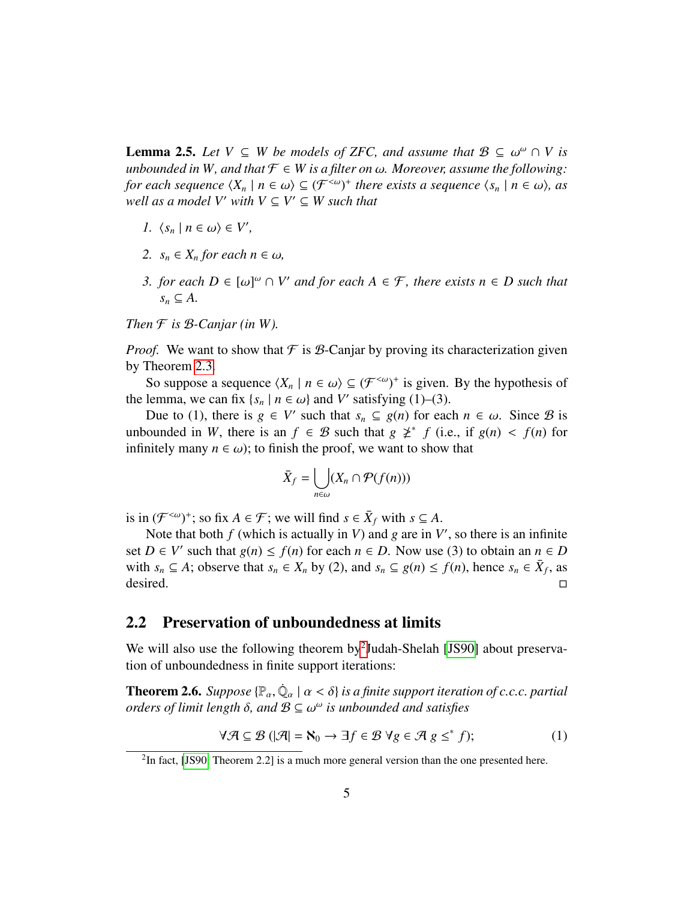**Lemma 2.5.** *Let $V \subseteq W$ be models of ZFC, and assume that $\mathcal{B} \subseteq \omega^\omega \cap V$ is unbounded in $W$, and that $\mathcal{F} \in W$ is a filter on $\omega$. Moreover, assume the following: for each sequence $\langle X_n \mid n \in \omega \rangle \subseteq (\mathcal{F}^{<\omega})^+$ there exists a sequence $\langle s_n \mid n \in \omega \rangle$, as well as a model $V'$ with $V \subseteq V' \subseteq W$ such that*

1. *$\langle s_n \mid n \in \omega \rangle \in V'$,*
2. *$s_n \in X_n$ for each $n \in \omega$,*
3. *for each $D \in [\omega]^\omega \cap V'$ and for each $A \in \mathcal{F}$, there exists $n \in D$ such that $s_n \subseteq A$.*

*Then $\mathcal{F}$ is $\mathcal{B}$-Canjar (in $W$).*

*Proof.* We want to show that $\mathcal{F}$ is $\mathcal{B}$-Canjar by proving its characterization given by Theorem 2.3.

So suppose a sequence $\langle X_n \mid n \in \omega \rangle \subseteq (\mathcal{F}^{<\omega})^+$ is given. By the hypothesis of the lemma, we can fix $\{s_n \mid n \in \omega\}$ and $V'$ satisfying (1)–(3).

Due to (1), there is $g \in V'$ such that $s_n \subseteq g(n)$ for each $n \in \omega$. Since $\mathcal{B}$ is unbounded in $W$, there is an $f \in \mathcal{B}$ such that $g \not\geq^* f$ (i.e., if $g(n) < f(n)$ for infinitely many $n \in \omega$); to finish the proof, we want to show that

$$\bar{X}_f = \bigcup_{n\in\omega} (X_n \cap \mathcal{P}(f(n)))$$

is in $(\mathcal{F}^{<\omega})^+$; so fix $A \in \mathcal{F}$; we will find $s \in \bar{X}_f$ with $s \subseteq A$.

Note that both $f$ (which is actually in $V$) and $g$ are in $V'$, so there is an infinite set $D \in V'$ such that $g(n) \leq f(n)$ for each $n \in D$. Now use (3) to obtain an $n \in D$ with $s_n \subseteq A$; observe that $s_n \in X_n$ by (2), and $s_n \subseteq g(n) \leq f(n)$, hence $s_n \in \bar{X}_f$, as desired. $\square$

## 2.2 Preservation of unboundedness at limits

We will also use the following theorem by[2] Judah-Shelah [JS90] about preservation of unboundedness in finite support iterations:

**Theorem 2.6.** *Suppose $\{\mathbb{P}_\alpha, \dot{\mathbb{Q}}_\alpha \mid \alpha < \delta\}$ is a finite support iteration of c.c.c. partial orders of limit length $\delta$, and $\mathcal{B} \subseteq \omega^\omega$ is unbounded and satisfies*

$$\forall \mathcal{A} \subseteq \mathcal{B}\ (|\mathcal{A}| = \aleph_0 \rightarrow \exists f \in \mathcal{B}\ \forall g \in \mathcal{A}\ g \leq^* f); \tag{1}$$

[2] In fact, [JS90, Theorem 2.2] is a much more general version than the one presented here.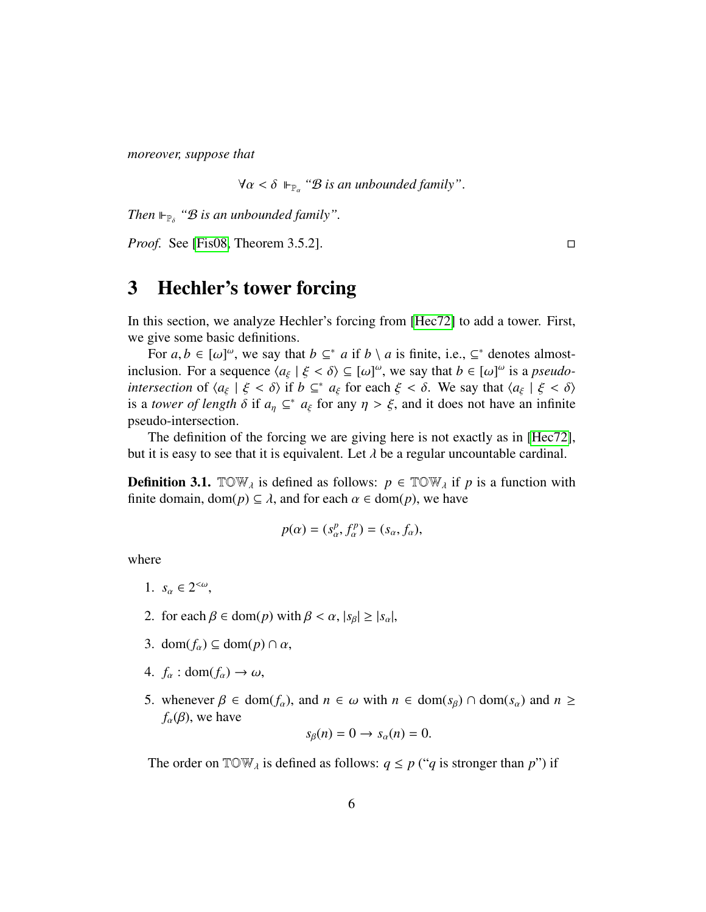*moreover, suppose that*

$$\forall \alpha < \delta \Vdash_{\mathbb{P}_\alpha} \text{“}\mathcal{B} \text{ is an unbounded family”}.$$

*Then* $\Vdash_{\mathbb{P}_\delta}$ *“$\mathcal{B}$ is an unbounded family”.*

*Proof.* See [Fis08, Theorem 3.5.2]. ◻

# 3 Hechler's tower forcing

In this section, we analyze Hechler's forcing from [Hec72] to add a tower. First, we give some basic definitions.

For $a, b \in [\omega]^\omega$, we say that $b \subseteq^* a$ if $b \setminus a$ is finite, i.e., $\subseteq^*$ denotes almost-inclusion. For a sequence $\langle a_\xi \mid \xi < \delta \rangle \subseteq [\omega]^\omega$, we say that $b \in [\omega]^\omega$ is a *pseudo-intersection* of $\langle a_\xi \mid \xi < \delta \rangle$ if $b \subseteq^* a_\xi$ for each $\xi < \delta$. We say that $\langle a_\xi \mid \xi < \delta \rangle$ is a *tower of length* $\delta$ if $a_\eta \subseteq^* a_\xi$ for any $\eta > \xi$, and it does not have an infinite pseudo-intersection.

The definition of the forcing we are giving here is not exactly as in [Hec72], but it is easy to see that it is equivalent. Let $\lambda$ be a regular uncountable cardinal.

**Definition 3.1.** $\mathbb{TOW}_\lambda$ is defined as follows: $p \in \mathbb{TOW}_\lambda$ if $p$ is a function with finite domain, $\mathrm{dom}(p) \subseteq \lambda$, and for each $\alpha \in \mathrm{dom}(p)$, we have

$$p(\alpha) = (s^p_\alpha, f^p_\alpha) = (s_\alpha, f_\alpha),$$

where

1. $s_\alpha \in 2^{<\omega}$,
2. for each $\beta \in \mathrm{dom}(p)$ with $\beta < \alpha$, $|s_\beta| \geq |s_\alpha|$,
3. $\mathrm{dom}(f_\alpha) \subseteq \mathrm{dom}(p) \cap \alpha$,
4. $f_\alpha : \mathrm{dom}(f_\alpha) \to \omega$,
5. whenever $\beta \in \mathrm{dom}(f_\alpha)$, and $n \in \omega$ with $n \in \mathrm{dom}(s_\beta) \cap \mathrm{dom}(s_\alpha)$ and $n \geq f_\alpha(\beta)$, we have
$$s_\beta(n) = 0 \to s_\alpha(n) = 0.$$

The order on $\mathbb{TOW}_\lambda$ is defined as follows: $q \leq p$ (“$q$ is stronger than $p$”) if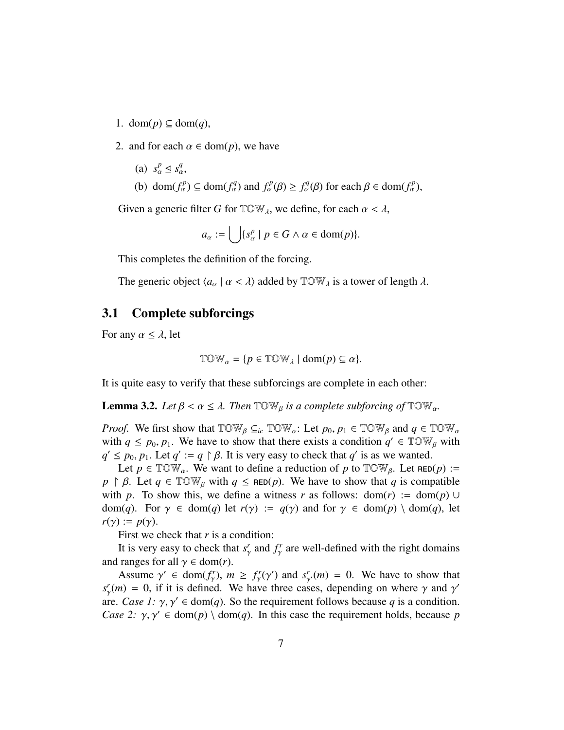1. $\mathrm{dom}(p) \subseteq \mathrm{dom}(q)$,
2. and for each $\alpha \in \mathrm{dom}(p)$, we have
   (a) $s^p_\alpha \trianglelefteq s^q_\alpha$,
   (b) $\mathrm{dom}(f^p_\alpha) \subseteq \mathrm{dom}(f^q_\alpha)$ and $f^p_\alpha(\beta) \geq f^q_\alpha(\beta)$ for each $\beta \in \mathrm{dom}(f^p_\alpha)$,

Given a generic filter $G$ for $\mathbb{TOW}_\lambda$, we define, for each $\alpha < \lambda$,

$$a_\alpha := \bigcup \{s^p_\alpha \mid p \in G \wedge \alpha \in \mathrm{dom}(p)\}.$$

This completes the definition of the forcing.

The generic object $\langle a_\alpha \mid \alpha < \lambda \rangle$ added by $\mathbb{TOW}_\lambda$ is a tower of length $\lambda$.

## 3.1 Complete subforcings

For any $\alpha \leq \lambda$, let

$$\mathbb{TOW}_\alpha = \{p \in \mathbb{TOW}_\lambda \mid \mathrm{dom}(p) \subseteq \alpha\}.$$

It is quite easy to verify that these subforcings are complete in each other:

**Lemma 3.2.** *Let $\beta < \alpha \leq \lambda$. Then $\mathbb{TOW}_\beta$ is a complete subforcing of $\mathbb{TOW}_\alpha$.*

*Proof.* We first show that $\mathbb{TOW}_\beta \subseteq_{ic} \mathbb{TOW}_\alpha$: Let $p_0, p_1 \in \mathbb{TOW}_\beta$ and $q \in \mathbb{TOW}_\alpha$ with $q \leq p_0, p_1$. We have to show that there exists a condition $q' \in \mathbb{TOW}_\beta$ with $q' \leq p_0, p_1$. Let $q' := q \restriction \beta$. It is very easy to check that $q'$ is as we wanted.

Let $p \in \mathbb{TOW}_\alpha$. We want to define a reduction of $p$ to $\mathbb{TOW}_\beta$. Let $\mathsf{RED}(p) := p \restriction \beta$. Let $q \in \mathbb{TOW}_\beta$ with $q \leq \mathsf{RED}(p)$. We have to show that $q$ is compatible with $p$. To show this, we define a witness $r$ as follows: $\mathrm{dom}(r) := \mathrm{dom}(p) \cup \mathrm{dom}(q)$. For $\gamma \in \mathrm{dom}(q)$ let $r(\gamma) := q(\gamma)$ and for $\gamma \in \mathrm{dom}(p) \setminus \mathrm{dom}(q)$, let $r(\gamma) := p(\gamma)$.

First we check that $r$ is a condition:

It is very easy to check that $s^r_\gamma$ and $f^r_\gamma$ are well-defined with the right domains and ranges for all $\gamma \in \mathrm{dom}(r)$.

Assume $\gamma' \in \mathrm{dom}(f^r_\gamma)$, $m \geq f^r_\gamma(\gamma')$ and $s^r_{\gamma'}(m) = 0$. We have to show that $s^r_\gamma(m) = 0$, if it is defined. We have three cases, depending on where $\gamma$ and $\gamma'$ are. *Case 1:* $\gamma, \gamma' \in \mathrm{dom}(q)$. So the requirement follows because $q$ is a condition. *Case 2:* $\gamma, \gamma' \in \mathrm{dom}(p) \setminus \mathrm{dom}(q)$. In this case the requirement holds, because $p$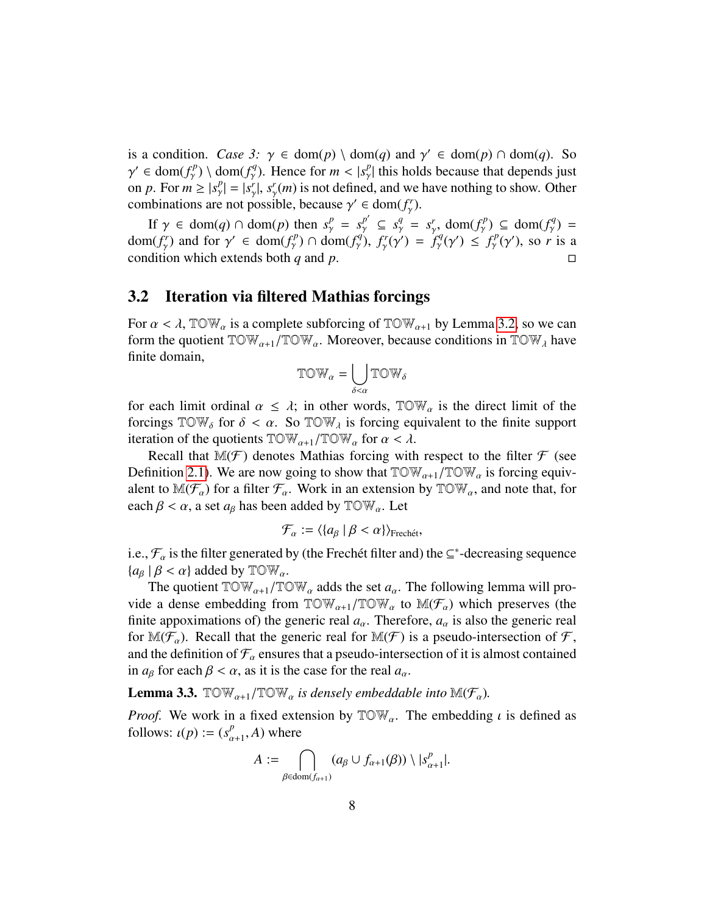is a condition. *Case 3:* $\gamma \in \mathrm{dom}(p) \setminus \mathrm{dom}(q)$ and $\gamma' \in \mathrm{dom}(p) \cap \mathrm{dom}(q)$. So $\gamma' \in \mathrm{dom}(f^p_\gamma) \setminus \mathrm{dom}(f^q_\gamma)$. Hence for $m < |s^p_\gamma|$ this holds because that depends just on $p$. For $m \geq |s^p_\gamma| = |s^r_\gamma|$, $s^r_\gamma(m)$ is not defined, and we have nothing to show. Other combinations are not possible, because $\gamma' \in \mathrm{dom}(f^r_\gamma)$.

If $\gamma \in \mathrm{dom}(q) \cap \mathrm{dom}(p)$ then $s^p_\gamma = s^{p'}_\gamma \subseteq s^q_\gamma = s^r_\gamma$, $\mathrm{dom}(f^p_\gamma) \subseteq \mathrm{dom}(f^q_\gamma) = \mathrm{dom}(f^r_\gamma)$ and for $\gamma' \in \mathrm{dom}(f^p_\gamma) \cap \mathrm{dom}(f^q_\gamma)$, $f^r_\gamma(\gamma') = f^q_\gamma(\gamma') \leq f^p_\gamma(\gamma')$, so $r$ is a condition which extends both $q$ and $p$. □

## 3.2 Iteration via filtered Mathias forcings

For $\alpha < \lambda$, $\mathbb{TOW}_\alpha$ is a complete subforcing of $\mathbb{TOW}_{\alpha+1}$ by Lemma 3.2, so we can form the quotient $\mathbb{TOW}_{\alpha+1}/\mathbb{TOW}_\alpha$. Moreover, because conditions in $\mathbb{TOW}_\lambda$ have finite domain,

$$\mathbb{TOW}_\alpha = \bigcup_{\delta<\alpha} \mathbb{TOW}_\delta$$

for each limit ordinal $\alpha \leq \lambda$; in other words, $\mathbb{TOW}_\alpha$ is the direct limit of the forcings $\mathbb{TOW}_\delta$ for $\delta < \alpha$. So $\mathbb{TOW}_\lambda$ is forcing equivalent to the finite support iteration of the quotients $\mathbb{TOW}_{\alpha+1}/\mathbb{TOW}_\alpha$ for $\alpha < \lambda$.

Recall that $\mathbb{M}(\mathcal{F})$ denotes Mathias forcing with respect to the filter $\mathcal{F}$ (see Definition 2.1). We are now going to show that $\mathbb{TOW}_{\alpha+1}/\mathbb{TOW}_\alpha$ is forcing equivalent to $\mathbb{M}(\mathcal{F}_\alpha)$ for a filter $\mathcal{F}_\alpha$. Work in an extension by $\mathbb{TOW}_\alpha$, and note that, for each $\beta < \alpha$, a set $a_\beta$ has been added by $\mathbb{TOW}_\alpha$. Let

$$\mathcal{F}_\alpha := \langle \{a_\beta \mid \beta < \alpha\} \rangle_{\text{Frechét}},$$

i.e., $\mathcal{F}_\alpha$ is the filter generated by (the Frechét filter and) the $\subseteq^*$-decreasing sequence $\{a_\beta \mid \beta < \alpha\}$ added by $\mathbb{TOW}_\alpha$.

The quotient $\mathbb{TOW}_{\alpha+1}/\mathbb{TOW}_\alpha$ adds the set $a_\alpha$. The following lemma will provide a dense embedding from $\mathbb{TOW}_{\alpha+1}/\mathbb{TOW}_\alpha$ to $\mathbb{M}(\mathcal{F}_\alpha)$ which preserves (the finite appoximations of) the generic real $a_\alpha$. Therefore, $a_\alpha$ is also the generic real for $\mathbb{M}(\mathcal{F}_\alpha)$. Recall that the generic real for $\mathbb{M}(\mathcal{F})$ is a pseudo-intersection of $\mathcal{F}$, and the definition of $\mathcal{F}_\alpha$ ensures that a pseudo-intersection of it is almost contained in $a_\beta$ for each $\beta < \alpha$, as it is the case for the real $a_\alpha$.

**Lemma 3.3.** *$\mathbb{TOW}_{\alpha+1}/\mathbb{TOW}_\alpha$ is densely embeddable into $\mathbb{M}(\mathcal{F}_\alpha)$.*

*Proof.* We work in a fixed extension by $\mathbb{TOW}_\alpha$. The embedding $\iota$ is defined as follows: $\iota(p) := (s^p_{\alpha+1}, A)$ where

$$A := \bigcap_{\beta \in \mathrm{dom}(f_{\alpha+1})} (a_\beta \cup f_{\alpha+1}(\beta)) \setminus |s^p_{\alpha+1}|.$$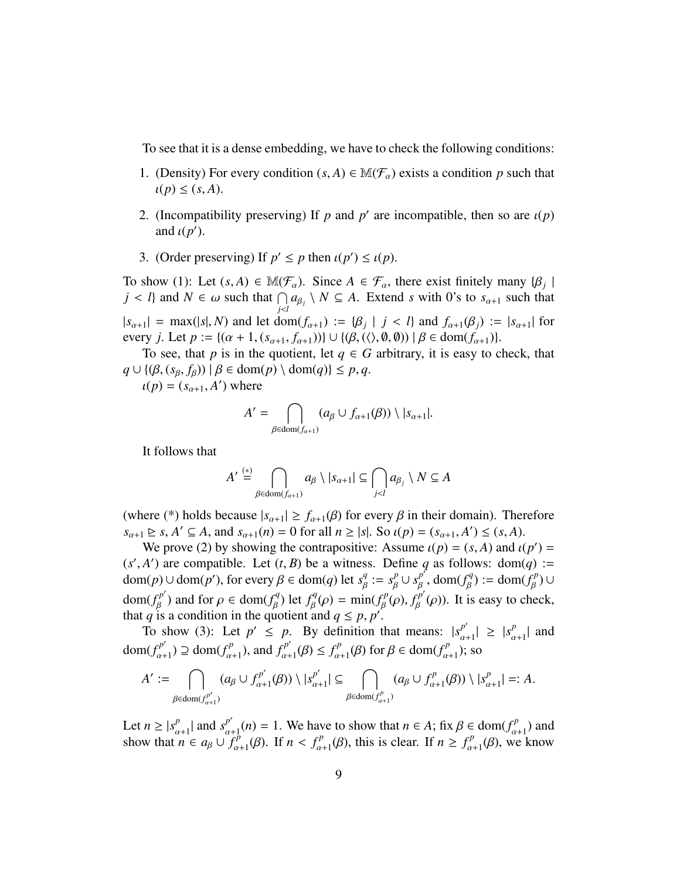To see that it is a dense embedding, we have to check the following conditions:

1. (Density) For every condition $(s, A) \in \mathbb{M}(\mathcal{F}_\alpha)$ exists a condition $p$ such that $\iota(p) \leq (s, A)$.
2. (Incompatibility preserving) If $p$ and $p'$ are incompatible, then so are $\iota(p)$ and $\iota(p')$.
3. (Order preserving) If $p' \leq p$ then $\iota(p') \leq \iota(p)$.

To show (1): Let $(s, A) \in \mathbb{M}(\mathcal{F}_\alpha)$. Since $A \in \mathcal{F}_\alpha$, there exist finitely many $\{\beta_j \mid j < l\}$ and $N \in \omega$ such that $\bigcap_{j<l} a_{\beta_j} \setminus N \subseteq A$. Extend $s$ with 0's to $s_{\alpha+1}$ such that $|s_{\alpha+1}| = \max(|s|, N)$ and let $\text{dom}(f_{\alpha+1}) := \{\beta_j \mid j < l\}$ and $f_{\alpha+1}(\beta_j) := |s_{\alpha+1}|$ for every $j$. Let $p := \{(\alpha + 1, (s_{\alpha+1}, f_{\alpha+1}))\} \cup \{(\beta, (\langle\rangle, \emptyset, \emptyset)) \mid \beta \in \text{dom}(f_{\alpha+1})\}$.

To see, that $p$ is in the quotient, let $q \in G$ arbitrary, it is easy to check, that $q \cup \{(\beta, (s_\beta, f_\beta)) \mid \beta \in \text{dom}(p) \setminus \text{dom}(q)\} \leq p, q$.

$\iota(p) = (s_{\alpha+1}, A')$ where

$$A' = \bigcap_{\beta \in \text{dom}(f_{\alpha+1})} (a_\beta \cup f_{\alpha+1}(\beta)) \setminus |s_{\alpha+1}|.$$

It follows that

$$A' \overset{(*)}{=} \bigcap_{\beta \in \text{dom}(f_{\alpha+1})} a_\beta \setminus |s_{\alpha+1}| \subseteq \bigcap_{j<l} a_{\beta_j} \setminus N \subseteq A$$

(where (\*) holds because $|s_{\alpha+1}| \geq f_{\alpha+1}(\beta)$ for every $\beta$ in their domain). Therefore $s_{\alpha+1} \trianglerighteq s$, $A' \subseteq A$, and $s_{\alpha+1}(n) = 0$ for all $n \geq |s|$. So $\iota(p) = (s_{\alpha+1}, A') \leq (s, A)$.

We prove (2) by showing the contrapositive: Assume $\iota(p) = (s, A)$ and $\iota(p') = (s', A')$ are compatible. Let $(t, B)$ be a witness. Define $q$ as follows: $\text{dom}(q) := \text{dom}(p) \cup \text{dom}(p')$, for every $\beta \in \text{dom}(q)$ let $s^q_\beta := s^p_\beta \cup s^{p'}_\beta$, $\text{dom}(f^q_\beta) := \text{dom}(f^p_\beta) \cup \text{dom}(f^{p'}_\beta)$ and for $\rho \in \text{dom}(f^q_\beta)$ let $f^q_\beta(\rho) = \min(f^p_\beta(\rho), f^{p'}_\beta(\rho))$. It is easy to check, that $q$ is a condition in the quotient and $q \leq p, p'$.

To show (3): Let $p' \leq p$. By definition that means: $|s^{p'}_{\alpha+1}| \geq |s^p_{\alpha+1}|$ and $\text{dom}(f^{p'}_{\alpha+1}) \supseteq \text{dom}(f^p_{\alpha+1})$, and $f^{p'}_{\alpha+1}(\beta) \leq f^p_{\alpha+1}(\beta)$ for $\beta \in \text{dom}(f^p_{\alpha+1})$; so

$$A' := \bigcap_{\beta \in \text{dom}(f^{p'}_{\alpha+1})} (a_\beta \cup f^{p'}_{\alpha+1}(\beta)) \setminus |s^{p'}_{\alpha+1}| \subseteq \bigcap_{\beta \in \text{dom}(f^p_{\alpha+1})} (a_\beta \cup f^p_{\alpha+1}(\beta)) \setminus |s^p_{\alpha+1}| =: A.$$

Let $n \geq |s^p_{\alpha+1}|$ and $s^{p'}_{\alpha+1}(n) = 1$. We have to show that $n \in A$; fix $\beta \in \text{dom}(f^p_{\alpha+1})$ and show that $n \in a_\beta \cup f^p_{\alpha+1}(\beta)$. If $n < f^p_{\alpha+1}(\beta)$, this is clear. If $n \geq f^p_{\alpha+1}(\beta)$, we know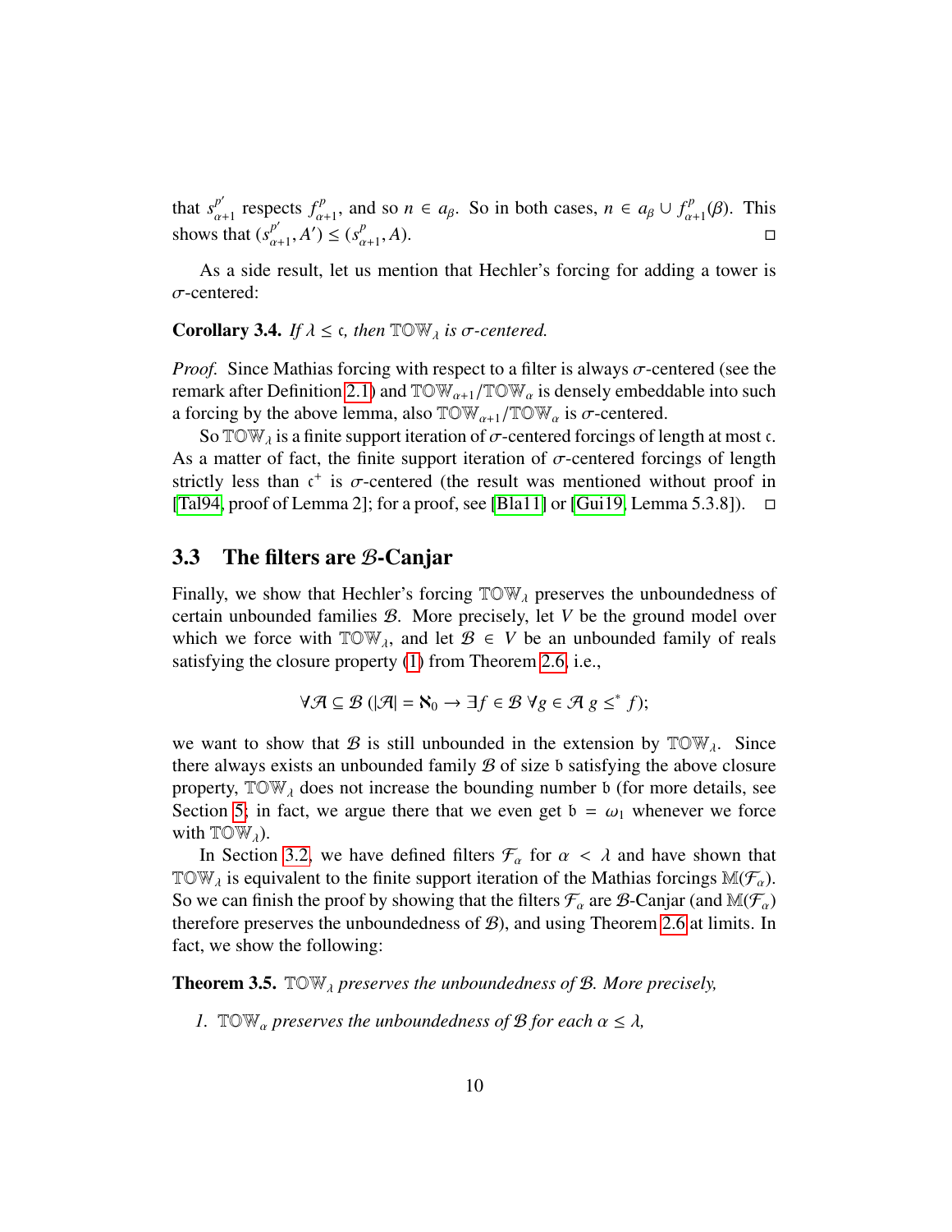that $s^{p'}_{\alpha+1}$ respects $f^{p}_{\alpha+1}$, and so $n \in a_\beta$. So in both cases, $n \in a_\beta \cup f^{p}_{\alpha+1}(\beta)$. This shows that $(s^{p'}_{\alpha+1}, A') \leq (s^{p}_{\alpha+1}, A)$. □

As a side result, let us mention that Hechler's forcing for adding a tower is $\sigma$-centered:

**Corollary 3.4.** *If $\lambda \leq \mathfrak{c}$, then $\mathbb{TOW}_\lambda$ is $\sigma$-centered.*

*Proof.* Since Mathias forcing with respect to a filter is always $\sigma$-centered (see the remark after Definition 2.1) and $\mathbb{TOW}_{\alpha+1}/\mathbb{TOW}_\alpha$ is densely embeddable into such a forcing by the above lemma, also $\mathbb{TOW}_{\alpha+1}/\mathbb{TOW}_\alpha$ is $\sigma$-centered.

So $\mathbb{TOW}_\lambda$ is a finite support iteration of $\sigma$-centered forcings of length at most $\mathfrak{c}$. As a matter of fact, the finite support iteration of $\sigma$-centered forcings of length strictly less than $\mathfrak{c}^+$ is $\sigma$-centered (the result was mentioned without proof in [Tal94, proof of Lemma 2]; for a proof, see [Bla11] or [Gui19, Lemma 5.3.8]). □

## 3.3 The filters are $\mathcal{B}$-Canjar

Finally, we show that Hechler's forcing $\mathbb{TOW}_\lambda$ preserves the unboundedness of certain unbounded families $\mathcal{B}$. More precisely, let $V$ be the ground model over which we force with $\mathbb{TOW}_\lambda$, and let $\mathcal{B} \in V$ be an unbounded family of reals satisfying the closure property (1) from Theorem 2.6, i.e.,

$$\forall \mathcal{A} \subseteq \mathcal{B}\ (|\mathcal{A}| = \aleph_0 \rightarrow \exists f \in \mathcal{B}\ \forall g \in \mathcal{A}\ g \leq^* f);$$

we want to show that $\mathcal{B}$ is still unbounded in the extension by $\mathbb{TOW}_\lambda$. Since there always exists an unbounded family $\mathcal{B}$ of size $\mathfrak{b}$ satisfying the above closure property, $\mathbb{TOW}_\lambda$ does not increase the bounding number $\mathfrak{b}$ (for more details, see Section 5; in fact, we argue there that we even get $\mathfrak{b} = \omega_1$ whenever we force with $\mathbb{TOW}_\lambda$).

In Section 3.2, we have defined filters $\mathcal{F}_\alpha$ for $\alpha < \lambda$ and have shown that $\mathbb{TOW}_\lambda$ is equivalent to the finite support iteration of the Mathias forcings $\mathbb{M}(\mathcal{F}_\alpha)$. So we can finish the proof by showing that the filters $\mathcal{F}_\alpha$ are $\mathcal{B}$-Canjar (and $\mathbb{M}(\mathcal{F}_\alpha)$ therefore preserves the unboundedness of $\mathcal{B}$), and using Theorem 2.6 at limits. In fact, we show the following:

**Theorem 3.5.** *$\mathbb{TOW}_\lambda$ preserves the unboundedness of $\mathcal{B}$. More precisely,*

1. *$\mathbb{TOW}_\alpha$ preserves the unboundedness of $\mathcal{B}$ for each $\alpha \leq \lambda$,*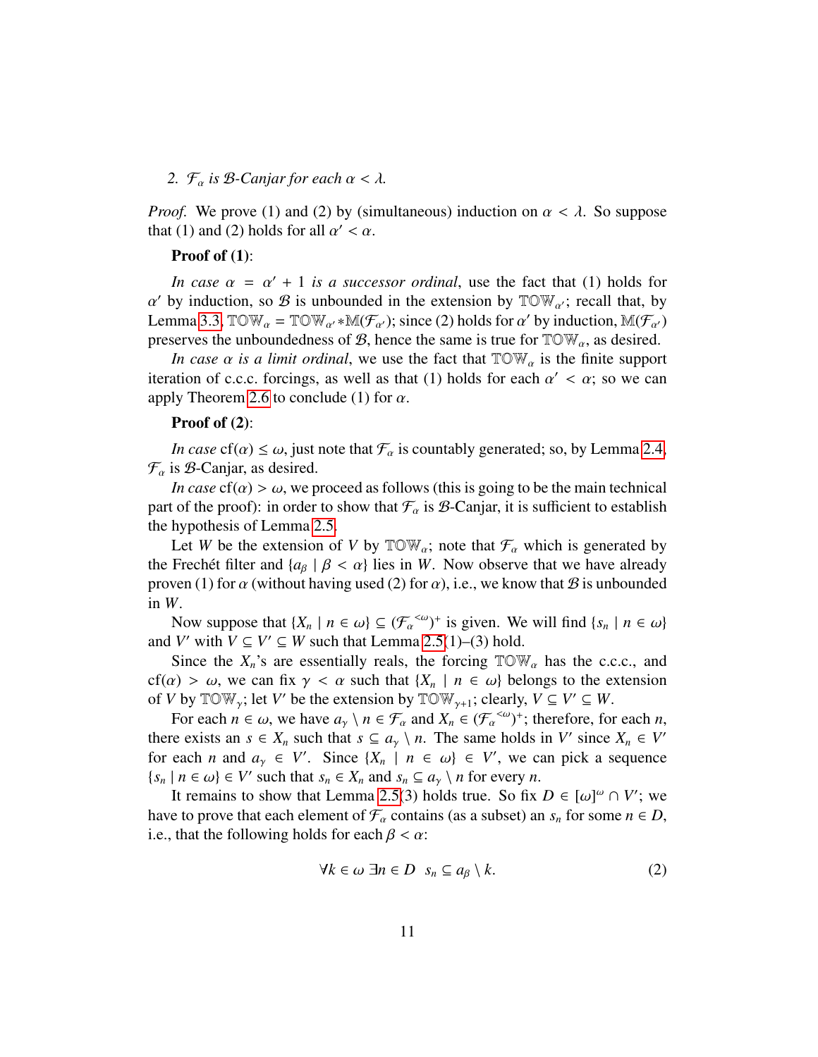2. $\mathcal{F}_\alpha$ *is* $\mathcal{B}$*-Canjar for each* $\alpha < \lambda$*.*

*Proof.* We prove (1) and (2) by (simultaneous) induction on $\alpha < \lambda$. So suppose that (1) and (2) holds for all $\alpha' < \alpha$.

**Proof of (1)**:

*In case* $\alpha = \alpha' + 1$ *is a successor ordinal*, use the fact that (1) holds for $\alpha'$ by induction, so $\mathcal{B}$ is unbounded in the extension by $\mathbb{TOW}_{\alpha'}$; recall that, by Lemma 3.3, $\mathbb{TOW}_\alpha = \mathbb{TOW}_{\alpha'} * \mathbb{M}(\mathcal{F}_{\alpha'})$; since (2) holds for $\alpha'$ by induction, $\mathbb{M}(\mathcal{F}_{\alpha'})$ preserves the unboundedness of $\mathcal{B}$, hence the same is true for $\mathbb{TOW}_\alpha$, as desired.

*In case* $\alpha$ *is a limit ordinal*, we use the fact that $\mathbb{TOW}_\alpha$ is the finite support iteration of c.c.c. forcings, as well as that (1) holds for each $\alpha' < \alpha$; so we can apply Theorem 2.6 to conclude (1) for $\alpha$.

**Proof of (2)**:

*In case* $\mathrm{cf}(\alpha) \leq \omega$, just note that $\mathcal{F}_\alpha$ is countably generated; so, by Lemma 2.4, $\mathcal{F}_\alpha$ is $\mathcal{B}$-Canjar, as desired.

*In case* $\mathrm{cf}(\alpha) > \omega$, we proceed as follows (this is going to be the main technical part of the proof): in order to show that $\mathcal{F}_\alpha$ is $\mathcal{B}$-Canjar, it is sufficient to establish the hypothesis of Lemma 2.5.

Let $W$ be the extension of $V$ by $\mathbb{TOW}_\alpha$; note that $\mathcal{F}_\alpha$ which is generated by the Frechét filter and $\{a_\beta \mid \beta < \alpha\}$ lies in $W$. Now observe that we have already proven (1) for $\alpha$ (without having used (2) for $\alpha$), i.e., we know that $\mathcal{B}$ is unbounded in $W$.

Now suppose that $\{X_n \mid n \in \omega\} \subseteq ({\mathcal{F}_\alpha}^{<\omega})^+$ is given. We will find $\{s_n \mid n \in \omega\}$ and $V'$ with $V \subseteq V' \subseteq W$ such that Lemma 2.5(1)–(3) hold.

Since the $X_n$'s are essentially reals, the forcing $\mathbb{TOW}_\alpha$ has the c.c.c., and $\mathrm{cf}(\alpha) > \omega$, we can fix $\gamma < \alpha$ such that $\{X_n \mid n \in \omega\}$ belongs to the extension of $V$ by $\mathbb{TOW}_\gamma$; let $V'$ be the extension by $\mathbb{TOW}_{\gamma+1}$; clearly, $V \subseteq V' \subseteq W$.

For each $n \in \omega$, we have $a_\gamma \setminus n \in \mathcal{F}_\alpha$ and $X_n \in ({\mathcal{F}_\alpha}^{<\omega})^+$; therefore, for each $n$, there exists an $s \in X_n$ such that $s \subseteq a_\gamma \setminus n$. The same holds in $V'$ since $X_n \in V'$ for each $n$ and $a_\gamma \in V'$. Since $\{X_n \mid n \in \omega\} \in V'$, we can pick a sequence $\{s_n \mid n \in \omega\} \in V'$ such that $s_n \in X_n$ and $s_n \subseteq a_\gamma \setminus n$ for every $n$.

It remains to show that Lemma 2.5(3) holds true. So fix $D \in [\omega]^\omega \cap V'$; we have to prove that each element of $\mathcal{F}_\alpha$ contains (as a subset) an $s_n$ for some $n \in D$, i.e., that the following holds for each $\beta < \alpha$:

$$\forall k \in \omega \; \exists n \in D \;\; s_n \subseteq a_\beta \setminus k. \tag{2}$$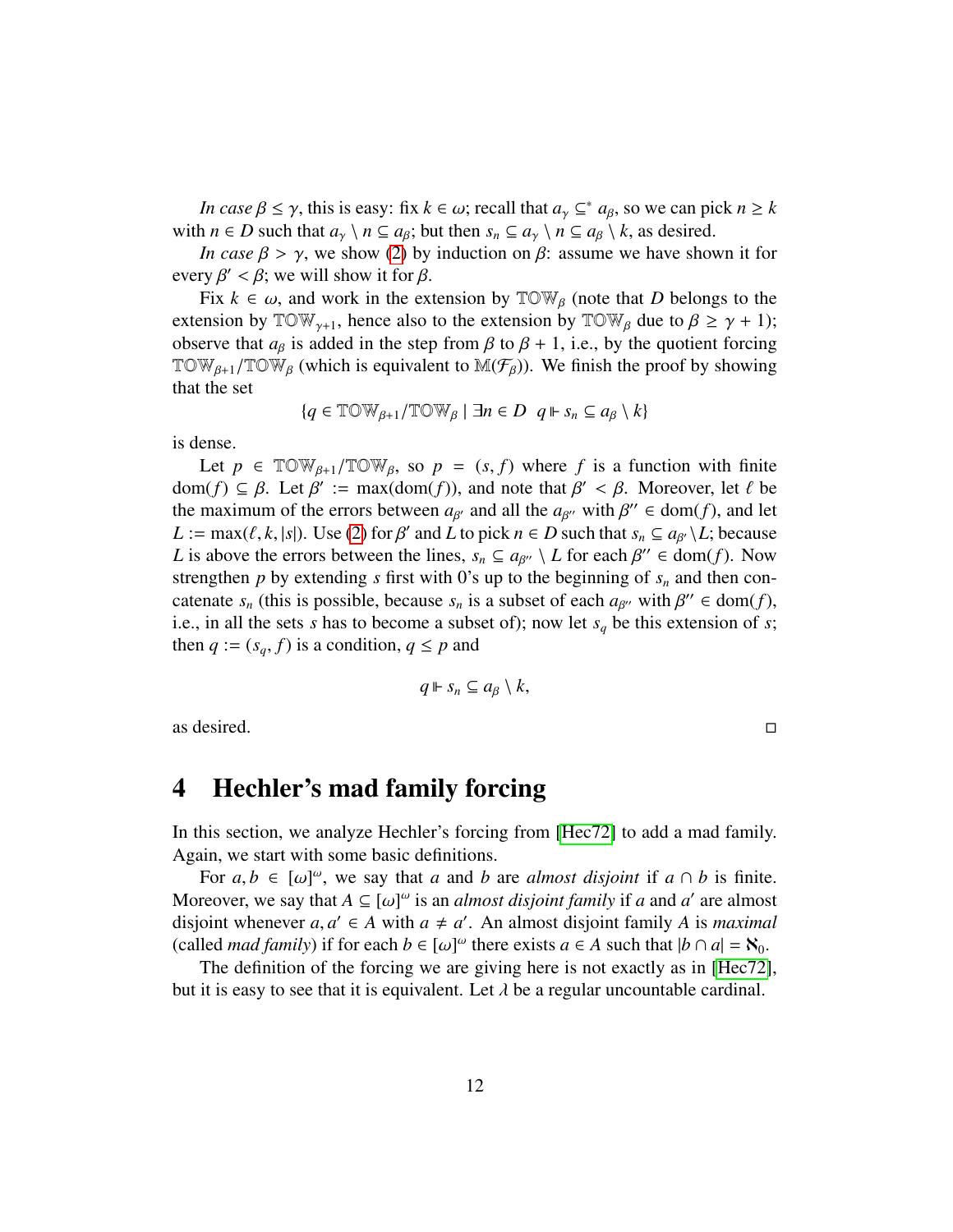*In case* $\beta \leq \gamma$, this is easy: fix $k \in \omega$; recall that $a_\gamma \subseteq^* a_\beta$, so we can pick $n \geq k$ with $n \in D$ such that $a_\gamma \setminus n \subseteq a_\beta$; but then $s_n \subseteq a_\gamma \setminus n \subseteq a_\beta \setminus k$, as desired.

*In case* $\beta > \gamma$, we show (2) by induction on $\beta$: assume we have shown it for every $\beta' < \beta$; we will show it for $\beta$.

Fix $k \in \omega$, and work in the extension by $\mathbb{TOW}_\beta$ (note that $D$ belongs to the extension by $\mathbb{TOW}_{\gamma+1}$, hence also to the extension by $\mathbb{TOW}_\beta$ due to $\beta \geq \gamma + 1$); observe that $a_\beta$ is added in the step from $\beta$ to $\beta + 1$, i.e., by the quotient forcing $\mathbb{TOW}_{\beta+1}/\mathbb{TOW}_\beta$ (which is equivalent to $\mathbb{M}(\mathcal{F}_\beta)$). We finish the proof by showing that the set

$$\{q \in \mathbb{TOW}_{\beta+1}/\mathbb{TOW}_\beta \mid \exists n \in D \;\; q \Vdash s_n \subseteq a_\beta \setminus k\}$$

is dense.

Let $p \in \mathbb{TOW}_{\beta+1}/\mathbb{TOW}_\beta$, so $p = (s, f)$ where $f$ is a function with finite $\mathrm{dom}(f) \subseteq \beta$. Let $\beta' := \max(\mathrm{dom}(f))$, and note that $\beta' < \beta$. Moreover, let $\ell$ be the maximum of the errors between $a_{\beta'}$ and all the $a_{\beta''}$ with $\beta'' \in \mathrm{dom}(f)$, and let $L := \max(\ell, k, |s|)$. Use (2) for $\beta'$ and $L$ to pick $n \in D$ such that $s_n \subseteq a_{\beta'} \setminus L$; because $L$ is above the errors between the lines, $s_n \subseteq a_{\beta''} \setminus L$ for each $\beta'' \in \mathrm{dom}(f)$. Now strengthen $p$ by extending $s$ first with 0's up to the beginning of $s_n$ and then concatenate $s_n$ (this is possible, because $s_n$ is a subset of each $a_{\beta''}$ with $\beta'' \in \mathrm{dom}(f)$, i.e., in all the sets $s$ has to become a subset of); now let $s_q$ be this extension of $s$; then $q := (s_q, f)$ is a condition, $q \leq p$ and

$$q \Vdash s_n \subseteq a_\beta \setminus k,$$

as desired. □

# 4 Hechler's mad family forcing

In this section, we analyze Hechler's forcing from [Hec72] to add a mad family. Again, we start with some basic definitions.

For $a, b \in [\omega]^\omega$, we say that $a$ and $b$ are *almost disjoint* if $a \cap b$ is finite. Moreover, we say that $A \subseteq [\omega]^\omega$ is an *almost disjoint family* if $a$ and $a'$ are almost disjoint whenever $a, a' \in A$ with $a \neq a'$. An almost disjoint family $A$ is *maximal* (called *mad family*) if for each $b \in [\omega]^\omega$ there exists $a \in A$ such that $|b \cap a| = \aleph_0$.

The definition of the forcing we are giving here is not exactly as in [Hec72], but it is easy to see that it is equivalent. Let $\lambda$ be a regular uncountable cardinal.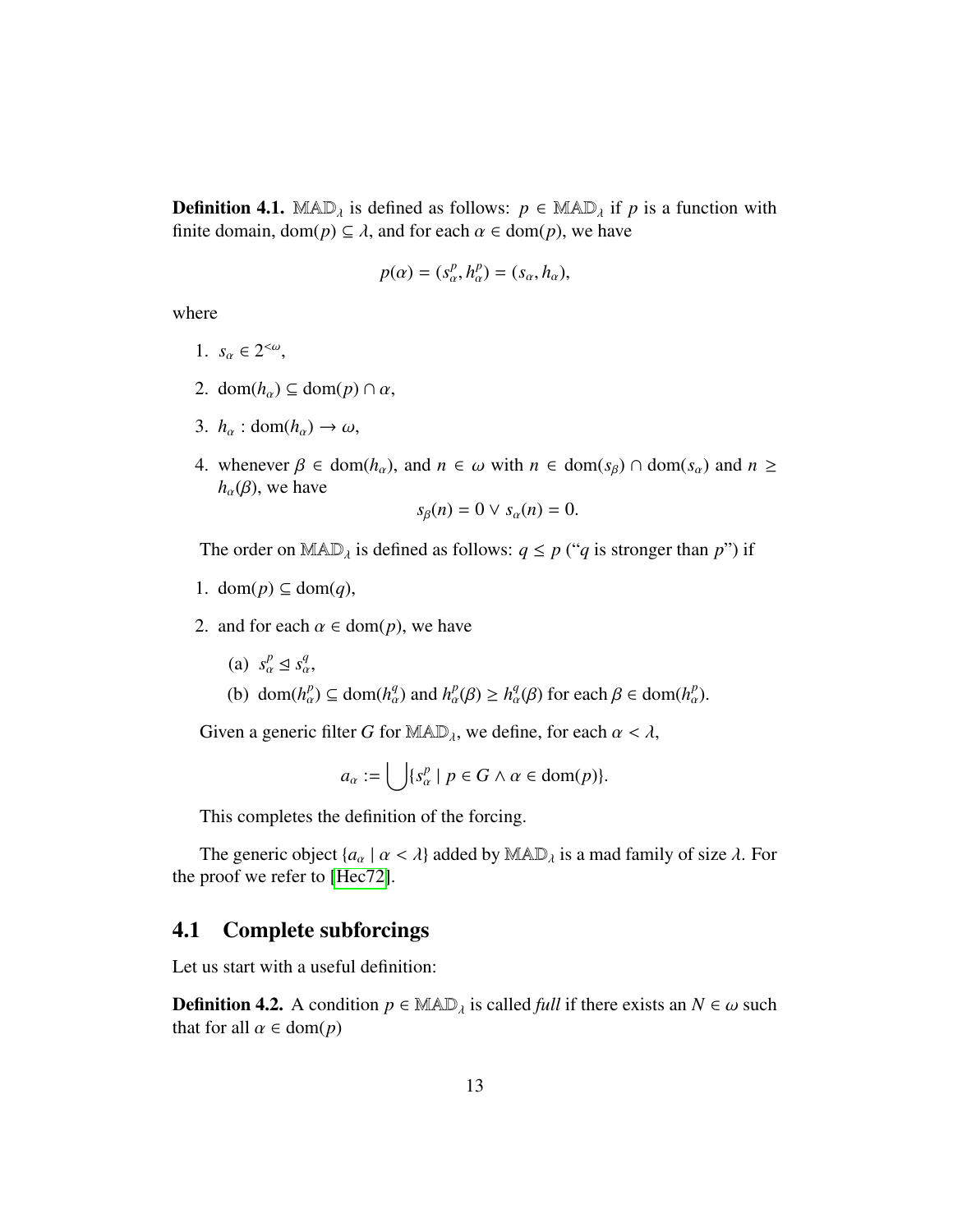**Definition 4.1.** $\mathbb{MAD}_\lambda$ is defined as follows: $p \in \mathbb{MAD}_\lambda$ if $p$ is a function with finite domain, $\mathrm{dom}(p) \subseteq \lambda$, and for each $\alpha \in \mathrm{dom}(p)$, we have

$$p(\alpha) = (s^p_\alpha, h^p_\alpha) = (s_\alpha, h_\alpha),$$

where

1. $s_\alpha \in 2^{<\omega}$,
2. $\mathrm{dom}(h_\alpha) \subseteq \mathrm{dom}(p) \cap \alpha$,
3. $h_\alpha : \mathrm{dom}(h_\alpha) \to \omega$,
4. whenever $\beta \in \mathrm{dom}(h_\alpha)$, and $n \in \omega$ with $n \in \mathrm{dom}(s_\beta) \cap \mathrm{dom}(s_\alpha)$ and $n \geq h_\alpha(\beta)$, we have
$$s_\beta(n) = 0 \vee s_\alpha(n) = 0.$$

The order on $\mathbb{MAD}_\lambda$ is defined as follows: $q \leq p$ ("$q$ is stronger than $p$") if

1. $\mathrm{dom}(p) \subseteq \mathrm{dom}(q)$,
2. and for each $\alpha \in \mathrm{dom}(p)$, we have
   (a) $s^p_\alpha \trianglelefteq s^q_\alpha$,
   (b) $\mathrm{dom}(h^p_\alpha) \subseteq \mathrm{dom}(h^q_\alpha)$ and $h^p_\alpha(\beta) \geq h^q_\alpha(\beta)$ for each $\beta \in \mathrm{dom}(h^p_\alpha)$.

Given a generic filter $G$ for $\mathbb{MAD}_\lambda$, we define, for each $\alpha < \lambda$,

$$a_\alpha := \bigcup \{s^p_\alpha \mid p \in G \wedge \alpha \in \mathrm{dom}(p)\}.$$

This completes the definition of the forcing.

The generic object $\{a_\alpha \mid \alpha < \lambda\}$ added by $\mathbb{MAD}_\lambda$ is a mad family of size $\lambda$. For the proof we refer to [Hec72].

## 4.1 Complete subforcings

Let us start with a useful definition:

**Definition 4.2.** A condition $p \in \mathbb{MAD}_\lambda$ is called *full* if there exists an $N \in \omega$ such that for all $\alpha \in \mathrm{dom}(p)$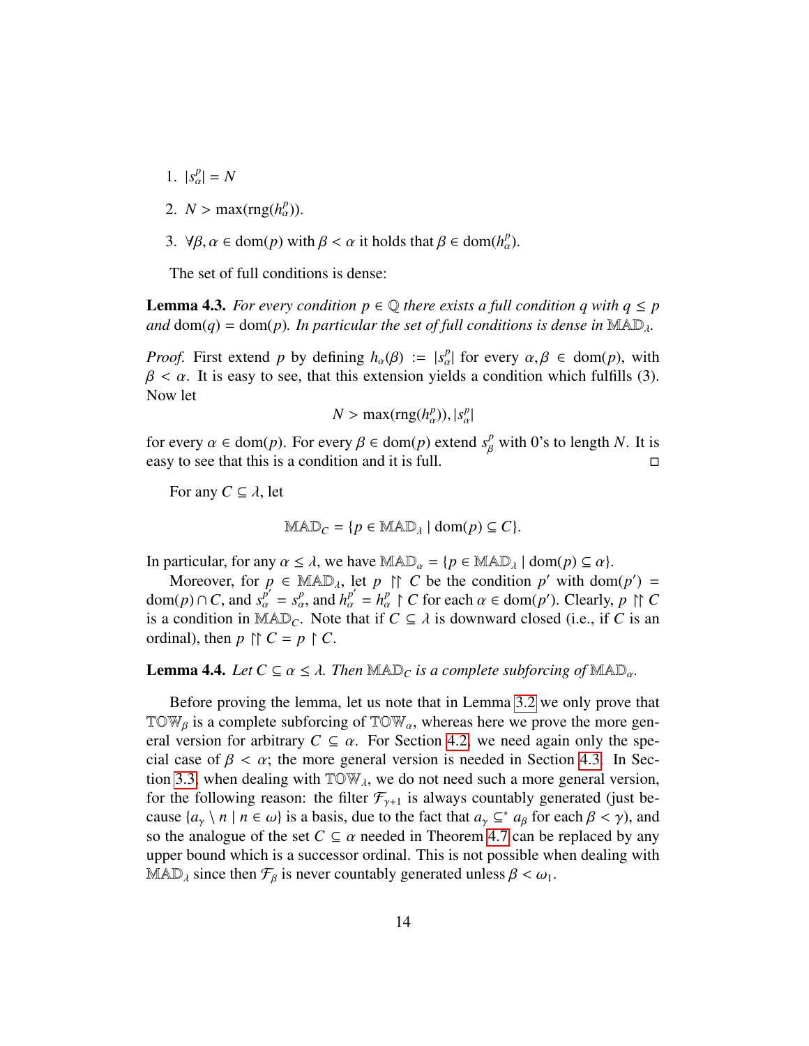1. $|s^p_\alpha| = N$
2. $N > \max(\text{rng}(h^p_\alpha))$.
3. $\forall \beta, \alpha \in \text{dom}(p)$ with $\beta < \alpha$ it holds that $\beta \in \text{dom}(h^p_\alpha)$.

The set of full conditions is dense:

**Lemma 4.3.** *For every condition $p \in \mathbb{Q}$ there exists a full condition $q$ with $q \leq p$ and $\text{dom}(q) = \text{dom}(p)$. In particular the set of full conditions is dense in $\mathbb{MAD}_\lambda$.*

*Proof.* First extend $p$ by defining $h_\alpha(\beta) := |s^p_\alpha|$ for every $\alpha, \beta \in \text{dom}(p)$, with $\beta < \alpha$. It is easy to see, that this extension yields a condition which fulfills (3). Now let

$$N > \max(\text{rng}(h^p_\alpha)), |s^p_\alpha|$$

for every $\alpha \in \text{dom}(p)$. For every $\beta \in \text{dom}(p)$ extend $s^p_\beta$ with 0's to length $N$. It is easy to see that this is a condition and it is full. □

For any $C \subseteq \lambda$, let

$$\mathbb{MAD}_C = \{p \in \mathbb{MAD}_\lambda \mid \text{dom}(p) \subseteq C\}.$$

In particular, for any $\alpha \leq \lambda$, we have $\mathbb{MAD}_\alpha = \{p \in \mathbb{MAD}_\lambda \mid \text{dom}(p) \subseteq \alpha\}$.

Moreover, for $p \in \mathbb{MAD}_\lambda$, let $p \upharpoonright\upharpoonright C$ be the condition $p'$ with $\text{dom}(p') = \text{dom}(p) \cap C$, and $s^{p'}_\alpha = s^p_\alpha$, and $h^{p'}_\alpha = h^p_\alpha \upharpoonright C$ for each $\alpha \in \text{dom}(p')$. Clearly, $p \upharpoonright\upharpoonright C$ is a condition in $\mathbb{MAD}_C$. Note that if $C \subseteq \lambda$ is downward closed (i.e., if $C$ is an ordinal), then $p \upharpoonright\upharpoonright C = p \upharpoonright C$.

**Lemma 4.4.** *Let $C \subseteq \alpha \leq \lambda$. Then $\mathbb{MAD}_C$ is a complete subforcing of $\mathbb{MAD}_\alpha$.*

Before proving the lemma, let us note that in Lemma 3.2 we only prove that $\mathbb{TOW}_\beta$ is a complete subforcing of $\mathbb{TOW}_\alpha$, whereas here we prove the more general version for arbitrary $C \subseteq \alpha$. For Section 4.2, we need again only the special case of $\beta < \alpha$; the more general version is needed in Section 4.3. In Section 3.3, when dealing with $\mathbb{TOW}_\lambda$, we do not need such a more general version, for the following reason: the filter $\mathcal{F}_{\gamma+1}$ is always countably generated (just because $\{a_\gamma \setminus n \mid n \in \omega\}$ is a basis, due to the fact that $a_\gamma \subseteq^* a_\beta$ for each $\beta < \gamma$), and so the analogue of the set $C \subseteq \alpha$ needed in Theorem 4.7 can be replaced by any upper bound which is a successor ordinal. This is not possible when dealing with $\mathbb{MAD}_\lambda$ since then $\mathcal{F}_\beta$ is never countably generated unless $\beta < \omega_1$.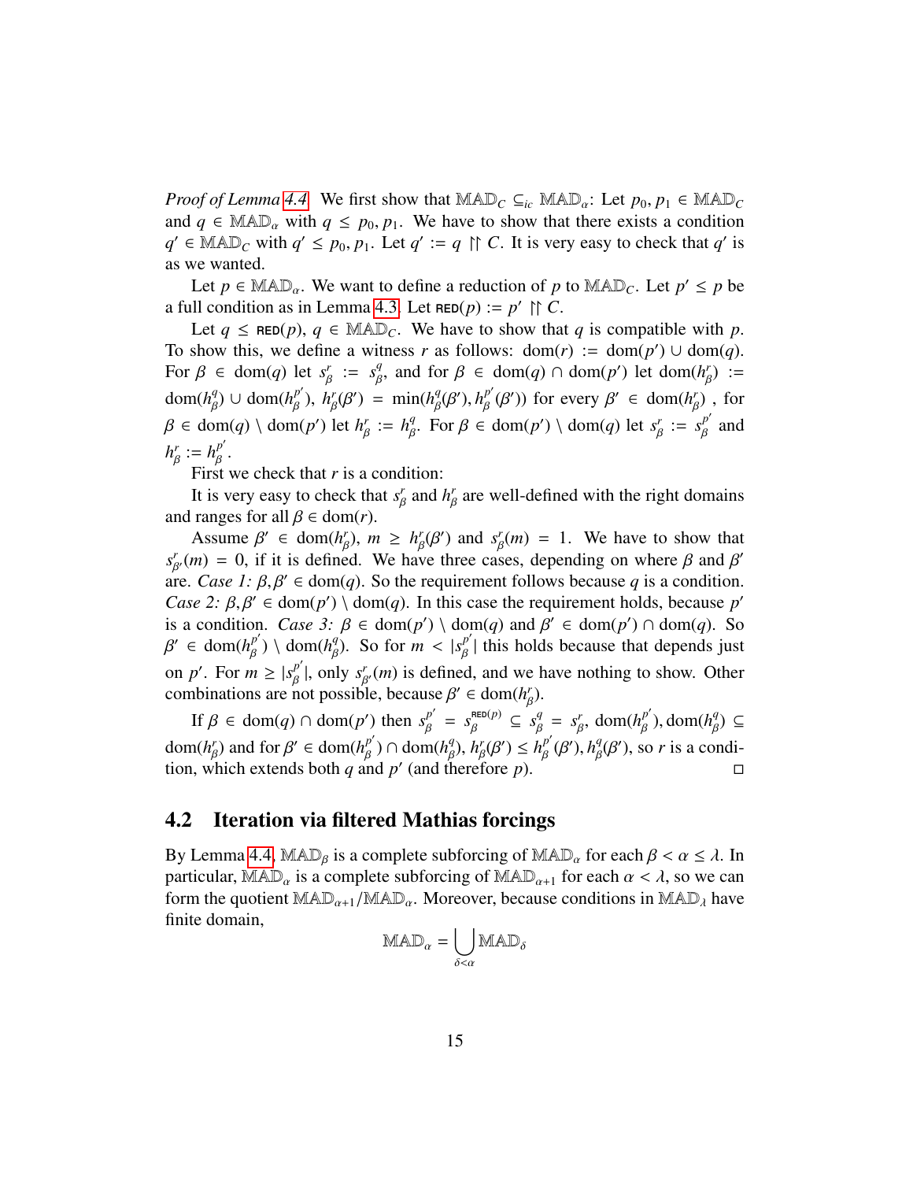*Proof of Lemma 4.4.* We first show that $\mathbb{MAD}_C \subseteq_{ic} \mathbb{MAD}_\alpha$: Let $p_0, p_1 \in \mathbb{MAD}_C$ and $q \in \mathbb{MAD}_\alpha$ with $q \leq p_0, p_1$. We have to show that there exists a condition $q' \in \mathbb{MAD}_C$ with $q' \leq p_0, p_1$. Let $q' := q \upharpoonright\upharpoonright C$. It is very easy to check that $q'$ is as we wanted.

Let $p \in \mathbb{MAD}_\alpha$. We want to define a reduction of $p$ to $\mathbb{MAD}_C$. Let $p' \leq p$ be a full condition as in Lemma 4.3. Let $\text{RED}(p) := p' \upharpoonright\upharpoonright C$.

Let $q \leq \text{RED}(p)$, $q \in \mathbb{MAD}_C$. We have to show that $q$ is compatible with $p$. To show this, we define a witness $r$ as follows: $\text{dom}(r) := \text{dom}(p') \cup \text{dom}(q)$. For $\beta \in \text{dom}(q)$ let $s^r_\beta := s^q_\beta$, and for $\beta \in \text{dom}(q) \cap \text{dom}(p')$ let $\text{dom}(h^r_\beta) := \text{dom}(h^q_\beta) \cup \text{dom}(h^{p'}_\beta)$, $h^r_\beta(\beta') = \min(h^q_\beta(\beta'), h^{p'}_\beta(\beta'))$ for every $\beta' \in \text{dom}(h^r_\beta)$ , for $\beta \in \text{dom}(q) \setminus \text{dom}(p')$ let $h^r_\beta := h^q_\beta$. For $\beta \in \text{dom}(p') \setminus \text{dom}(q)$ let $s^r_\beta := s^{p'}_\beta$ and $h^r_\beta := h^{p'}_\beta$.

First we check that $r$ is a condition:

It is very easy to check that $s^r_\beta$ and $h^r_\beta$ are well-defined with the right domains and ranges for all $\beta \in \text{dom}(r)$.

Assume $\beta' \in \text{dom}(h^r_\beta)$, $m \geq h^r_\beta(\beta')$ and $s^r_\beta(m) = 1$. We have to show that $s^r_{\beta'}(m) = 0$, if it is defined. We have three cases, depending on where $\beta$ and $\beta'$ are. *Case 1:* $\beta, \beta' \in \text{dom}(q)$. So the requirement follows because $q$ is a condition. *Case 2:* $\beta, \beta' \in \text{dom}(p') \setminus \text{dom}(q)$. In this case the requirement holds, because $p'$ is a condition. *Case 3:* $\beta \in \text{dom}(p') \setminus \text{dom}(q)$ and $\beta' \in \text{dom}(p') \cap \text{dom}(q)$. So $\beta' \in \text{dom}(h^{p'}_\beta) \setminus \text{dom}(h^q_\beta)$. So for $m < |s^{p'}_\beta|$ this holds because that depends just on $p'$. For $m \geq |s^{p'}_\beta|$, only $s^r_{\beta'}(m)$ is defined, and we have nothing to show. Other combinations are not possible, because $\beta' \in \text{dom}(h^r_\beta)$.

If $\beta \in \text{dom}(q) \cap \text{dom}(p')$ then $s^{p'}_\beta = s^{\text{RED}(p)}_\beta \subseteq s^q_\beta = s^r_\beta$, $\text{dom}(h^{p'}_\beta), \text{dom}(h^q_\beta) \subseteq \text{dom}(h^r_\beta)$ and for $\beta' \in \text{dom}(h^{p'}_\beta) \cap \text{dom}(h^q_\beta)$, $h^r_\beta(\beta') \leq h^{p'}_\beta(\beta'), h^q_\beta(\beta')$, so $r$ is a condition, which extends both $q$ and $p'$ (and therefore $p$). $\square$

## 4.2 Iteration via filtered Mathias forcings

By Lemma 4.4, $\mathbb{MAD}_\beta$ is a complete subforcing of $\mathbb{MAD}_\alpha$ for each $\beta < \alpha \leq \lambda$. In particular, $\mathbb{MAD}_\alpha$ is a complete subforcing of $\mathbb{MAD}_{\alpha+1}$ for each $\alpha < \lambda$, so we can form the quotient $\mathbb{MAD}_{\alpha+1}/\mathbb{MAD}_\alpha$. Moreover, because conditions in $\mathbb{MAD}_\lambda$ have finite domain,

$$\mathbb{MAD}_\alpha = \bigcup_{\delta<\alpha} \mathbb{MAD}_\delta$$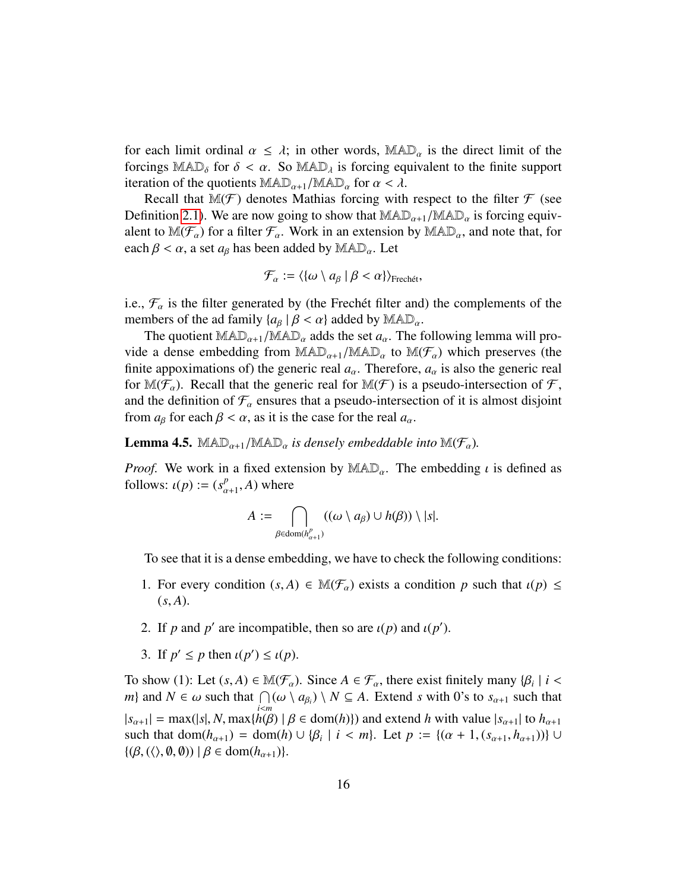for each limit ordinal $\alpha \leq \lambda$; in other words, $\mathbb{MAD}_\alpha$ is the direct limit of the forcings $\mathbb{MAD}_\delta$ for $\delta < \alpha$. So $\mathbb{MAD}_\lambda$ is forcing equivalent to the finite support iteration of the quotients $\mathbb{MAD}_{\alpha+1}/\mathbb{MAD}_\alpha$ for $\alpha < \lambda$.

Recall that $\mathbb{M}(\mathcal{F})$ denotes Mathias forcing with respect to the filter $\mathcal{F}$ (see Definition 2.1). We are now going to show that $\mathbb{MAD}_{\alpha+1}/\mathbb{MAD}_\alpha$ is forcing equivalent to $\mathbb{M}(\mathcal{F}_\alpha)$ for a filter $\mathcal{F}_\alpha$. Work in an extension by $\mathbb{MAD}_\alpha$, and note that, for each $\beta < \alpha$, a set $a_\beta$ has been added by $\mathbb{MAD}_\alpha$. Let

$$\mathcal{F}_\alpha := \langle \{\omega \setminus a_\beta \mid \beta < \alpha\} \rangle_{\text{Frechét}},$$

i.e., $\mathcal{F}_\alpha$ is the filter generated by (the Frechét filter and) the complements of the members of the ad family $\{a_\beta \mid \beta < \alpha\}$ added by $\mathbb{MAD}_\alpha$.

The quotient $\mathbb{MAD}_{\alpha+1}/\mathbb{MAD}_\alpha$ adds the set $a_\alpha$. The following lemma will provide a dense embedding from $\mathbb{MAD}_{\alpha+1}/\mathbb{MAD}_\alpha$ to $\mathbb{M}(\mathcal{F}_\alpha)$ which preserves (the finite appoximations of) the generic real $a_\alpha$. Therefore, $a_\alpha$ is also the generic real for $\mathbb{M}(\mathcal{F}_\alpha)$. Recall that the generic real for $\mathbb{M}(\mathcal{F})$ is a pseudo-intersection of $\mathcal{F}$, and the definition of $\mathcal{F}_\alpha$ ensures that a pseudo-intersection of it is almost disjoint from $a_\beta$ for each $\beta < \alpha$, as it is the case for the real $a_\alpha$.

**Lemma 4.5.** *$\mathbb{MAD}_{\alpha+1}/\mathbb{MAD}_\alpha$ is densely embeddable into $\mathbb{M}(\mathcal{F}_\alpha)$.*

*Proof.* We work in a fixed extension by $\mathbb{MAD}_\alpha$. The embedding $\iota$ is defined as follows: $\iota(p) := (s^p_{\alpha+1}, A)$ where

$$A := \bigcap_{\beta \in \operatorname{dom}(h^p_{\alpha+1})} ((\omega \setminus a_\beta) \cup h(\beta)) \setminus |s|.$$

To see that it is a dense embedding, we have to check the following conditions:

1. For every condition $(s, A) \in \mathbb{M}(\mathcal{F}_\alpha)$ exists a condition $p$ such that $\iota(p) \leq (s, A)$.
2. If $p$ and $p'$ are incompatible, then so are $\iota(p)$ and $\iota(p')$.
3. If $p' \leq p$ then $\iota(p') \leq \iota(p)$.

To show (1): Let $(s, A) \in \mathbb{M}(\mathcal{F}_\alpha)$. Since $A \in \mathcal{F}_\alpha$, there exist finitely many $\{\beta_i \mid i < m\}$ and $N \in \omega$ such that $\bigcap_{i<m}(\omega \setminus a_{\beta_i}) \setminus N \subseteq A$. Extend $s$ with 0's to $s_{\alpha+1}$ such that $|s_{\alpha+1}| = \max(|s|, N, \max\{h(\beta) \mid \beta \in \operatorname{dom}(h)\})$ and extend $h$ with value $|s_{\alpha+1}|$ to $h_{\alpha+1}$ such that $\operatorname{dom}(h_{\alpha+1}) = \operatorname{dom}(h) \cup \{\beta_i \mid i < m\}$. Let $p := \{(\alpha + 1, (s_{\alpha+1}, h_{\alpha+1}))\} \cup \{(\beta, (\langle\rangle, \emptyset, \emptyset)) \mid \beta \in \operatorname{dom}(h_{\alpha+1})\}$.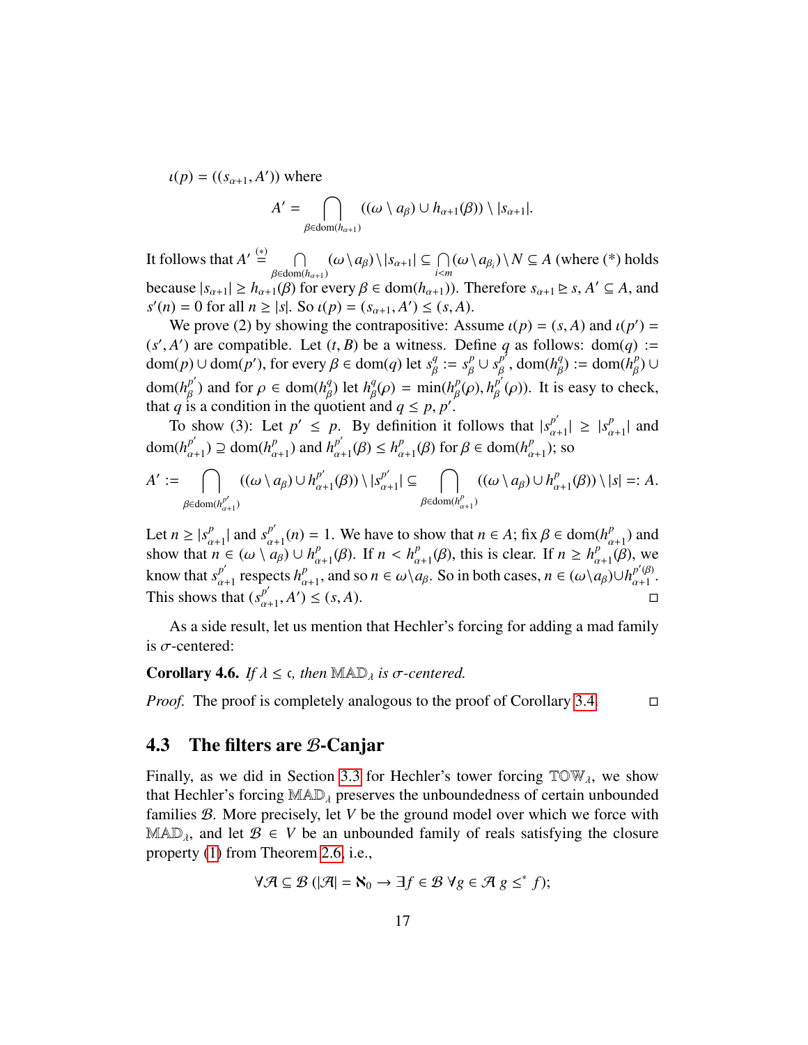$\iota(p) = ((s_{\alpha+1}, A'))$ where

$$A' = \bigcap_{\beta \in \mathrm{dom}(h_{\alpha+1})} ((\omega \setminus a_\beta) \cup h_{\alpha+1}(\beta)) \setminus |s_{\alpha+1}|.$$

It follows that $A' \overset{(*)}{=} \bigcap_{\beta \in \mathrm{dom}(h_{\alpha+1})} (\omega \setminus a_\beta) \setminus |s_{\alpha+1}| \subseteq \bigcap_{i<m} (\omega \setminus a_{\beta_i}) \setminus N \subseteq A$ (where (*) holds because $|s_{\alpha+1}| \geq h_{\alpha+1}(\beta)$ for every $\beta \in \mathrm{dom}(h_{\alpha+1})$). Therefore $s_{\alpha+1} \trianglerighteq s$, $A' \subseteq A$, and $s'(n) = 0$ for all $n \geq |s|$. So $\iota(p) = (s_{\alpha+1}, A') \leq (s, A)$.

We prove (2) by showing the contrapositive: Assume $\iota(p) = (s, A)$ and $\iota(p') = (s', A')$ are compatible. Let $(t, B)$ be a witness. Define $q$ as follows: $\mathrm{dom}(q) := \mathrm{dom}(p) \cup \mathrm{dom}(p')$, for every $\beta \in \mathrm{dom}(q)$ let $s^q_\beta := s^p_\beta \cup s^{p'}_\beta$, $\mathrm{dom}(h^q_\beta) := \mathrm{dom}(h^p_\beta) \cup \mathrm{dom}(h^{p'}_\beta)$ and for $\rho \in \mathrm{dom}(h^q_\beta)$ let $h^q_\beta(\rho) = \min(h^p_\beta(\rho), h^{p'}_\beta(\rho))$. It is easy to check, that $q$ is a condition in the quotient and $q \leq p, p'$.

To show (3): Let $p' \leq p$. By definition it follows that $|s^{p'}_{\alpha+1}| \geq |s^p_{\alpha+1}|$ and $\mathrm{dom}(h^{p'}_{\alpha+1}) \supseteq \mathrm{dom}(h^p_{\alpha+1})$ and $h^{p'}_{\alpha+1}(\beta) \leq h^p_{\alpha+1}(\beta)$ for $\beta \in \mathrm{dom}(h^p_{\alpha+1})$; so

$$A' := \bigcap_{\beta \in \mathrm{dom}(h^{p'}_{\alpha+1})} ((\omega \setminus a_\beta) \cup h^{p'}_{\alpha+1}(\beta)) \setminus |s^{p'}_{\alpha+1}| \subseteq \bigcap_{\beta \in \mathrm{dom}(h^p_{\alpha+1})} ((\omega \setminus a_\beta) \cup h^p_{\alpha+1}(\beta)) \setminus |s| =: A.$$

Let $n \geq |s^p_{\alpha+1}|$ and $s^{p'}_{\alpha+1}(n) = 1$. We have to show that $n \in A$; fix $\beta \in \mathrm{dom}(h^p_{\alpha+1})$ and show that $n \in (\omega \setminus a_\beta) \cup h^p_{\alpha+1}(\beta)$. If $n < h^p_{\alpha+1}(\beta)$, this is clear. If $n \geq h^p_{\alpha+1}(\beta)$, we know that $s^{p'}_{\alpha+1}$ respects $h^p_{\alpha+1}$, and so $n \in \omega \setminus a_\beta$. So in both cases, $n \in (\omega \setminus a_\beta) \cup h^{p'(\beta)}_{\alpha+1}$. This shows that $(s^{p'}_{\alpha+1}, A') \leq (s, A)$. □

As a side result, let us mention that Hechler's forcing for adding a mad family is $\sigma$-centered:

**Corollary 4.6.** *If $\lambda \leq \mathfrak{c}$, then $\mathbb{MAD}_\lambda$ is $\sigma$-centered.*

*Proof.* The proof is completely analogous to the proof of Corollary 3.4. □

## 4.3 The filters are $\mathcal{B}$-Canjar

Finally, as we did in Section 3.3 for Hechler's tower forcing $\mathbb{TOW}_\lambda$, we show that Hechler's forcing $\mathbb{MAD}_\lambda$ preserves the unboundedness of certain unbounded families $\mathcal{B}$. More precisely, let $V$ be the ground model over which we force with $\mathbb{MAD}_\lambda$, and let $\mathcal{B} \in V$ be an unbounded family of reals satisfying the closure property (1) from Theorem 2.6, i.e.,

$$\forall \mathcal{A} \subseteq \mathcal{B}\, (|\mathcal{A}| = \aleph_0 \rightarrow \exists f \in \mathcal{B}\, \forall g \in \mathcal{A}\; g \leq^* f);$$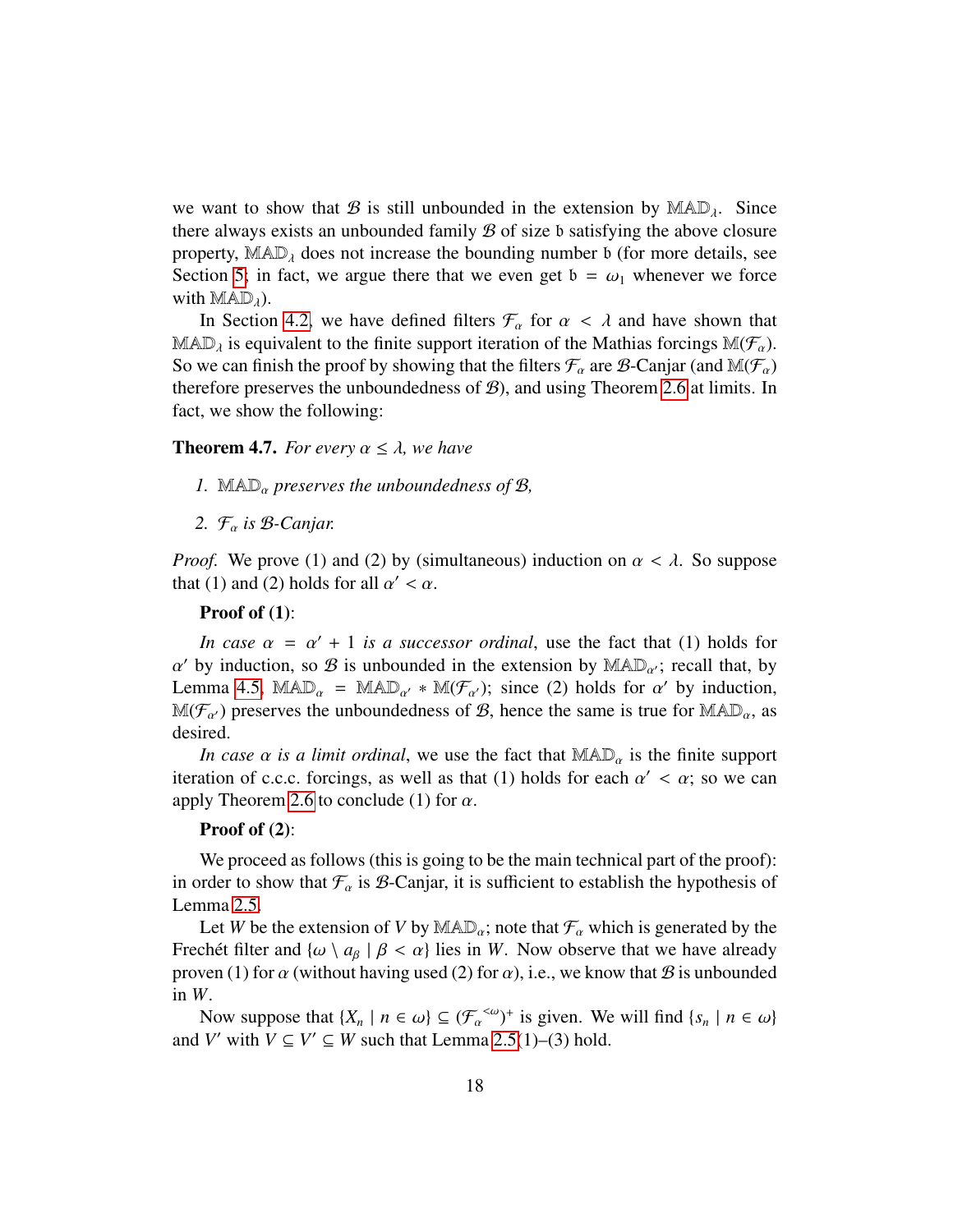we want to show that $\mathcal{B}$ is still unbounded in the extension by $\mathbb{MAD}_\lambda$. Since there always exists an unbounded family $\mathcal{B}$ of size $\mathfrak{b}$ satisfying the above closure property, $\mathbb{MAD}_\lambda$ does not increase the bounding number $\mathfrak{b}$ (for more details, see Section 5; in fact, we argue there that we even get $\mathfrak{b} = \omega_1$ whenever we force with $\mathbb{MAD}_\lambda$).

In Section 4.2, we have defined filters $\mathcal{F}_\alpha$ for $\alpha < \lambda$ and have shown that $\mathbb{MAD}_\lambda$ is equivalent to the finite support iteration of the Mathias forcings $\mathbb{M}(\mathcal{F}_\alpha)$. So we can finish the proof by showing that the filters $\mathcal{F}_\alpha$ are $\mathcal{B}$-Canjar (and $\mathbb{M}(\mathcal{F}_\alpha)$ therefore preserves the unboundedness of $\mathcal{B}$), and using Theorem 2.6 at limits. In fact, we show the following:

**Theorem 4.7.** *For every $\alpha \leq \lambda$, we have*

1. *$\mathbb{MAD}_\alpha$ preserves the unboundedness of $\mathcal{B}$,*
2. *$\mathcal{F}_\alpha$ is $\mathcal{B}$-Canjar.*

*Proof.* We prove (1) and (2) by (simultaneous) induction on $\alpha < \lambda$. So suppose that (1) and (2) holds for all $\alpha' < \alpha$.

**Proof of (1)**:

*In case $\alpha = \alpha' + 1$ is a successor ordinal*, use the fact that (1) holds for $\alpha'$ by induction, so $\mathcal{B}$ is unbounded in the extension by $\mathbb{MAD}_{\alpha'}$; recall that, by Lemma 4.5, $\mathbb{MAD}_\alpha = \mathbb{MAD}_{\alpha'} * \mathbb{M}(\mathcal{F}_{\alpha'})$; since (2) holds for $\alpha'$ by induction, $\mathbb{M}(\mathcal{F}_{\alpha'})$ preserves the unboundedness of $\mathcal{B}$, hence the same is true for $\mathbb{MAD}_\alpha$, as desired.

*In case $\alpha$ is a limit ordinal*, we use the fact that $\mathbb{MAD}_\alpha$ is the finite support iteration of c.c.c. forcings, as well as that (1) holds for each $\alpha' < \alpha$; so we can apply Theorem 2.6 to conclude (1) for $\alpha$.

**Proof of (2)**:

We proceed as follows (this is going to be the main technical part of the proof): in order to show that $\mathcal{F}_\alpha$ is $\mathcal{B}$-Canjar, it is sufficient to establish the hypothesis of Lemma 2.5.

Let $W$ be the extension of $V$ by $\mathbb{MAD}_\alpha$; note that $\mathcal{F}_\alpha$ which is generated by the Frechét filter and $\{\omega \setminus a_\beta \mid \beta < \alpha\}$ lies in $W$. Now observe that we have already proven (1) for $\alpha$ (without having used (2) for $\alpha$), i.e., we know that $\mathcal{B}$ is unbounded in $W$.

Now suppose that $\{X_n \mid n \in \omega\} \subseteq ({\mathcal{F}_\alpha}^{<\omega})^+$ is given. We will find $\{s_n \mid n \in \omega\}$ and $V'$ with $V \subseteq V' \subseteq W$ such that Lemma 2.5(1)–(3) hold.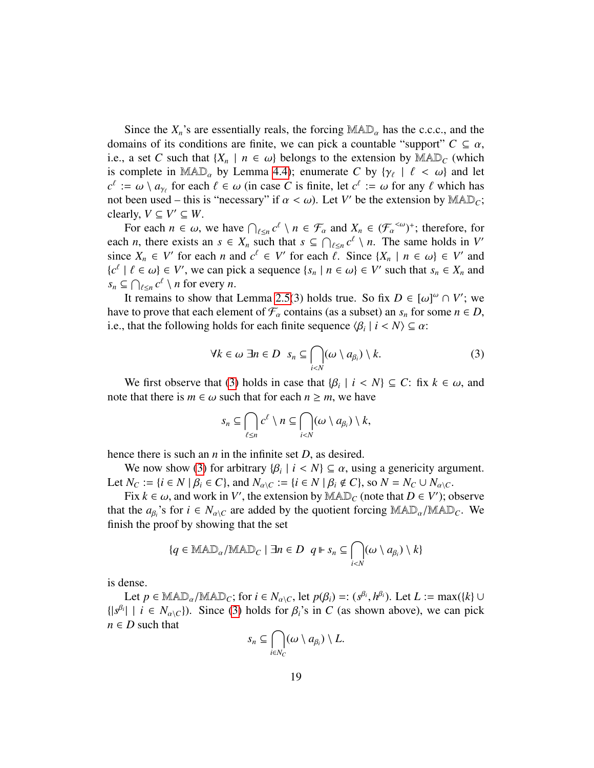Since the $X_n$'s are essentially reals, the forcing $\mathbb{MAD}_\alpha$ has the c.c.c., and the domains of its conditions are finite, we can pick a countable "support" $C \subseteq \alpha$, i.e., a set $C$ such that $\{X_n \mid n \in \omega\}$ belongs to the extension by $\mathbb{MAD}_C$ (which is complete in $\mathbb{MAD}_\alpha$ by Lemma 4.4); enumerate $C$ by $\{\gamma_\ell \mid \ell < \omega\}$ and let $c^\ell := \omega \setminus a_{\gamma_\ell}$ for each $\ell \in \omega$ (in case $C$ is finite, let $c^\ell := \omega$ for any $\ell$ which has not been used – this is "necessary" if $\alpha < \omega$). Let $V'$ be the extension by $\mathbb{MAD}_C$; clearly, $V \subseteq V' \subseteq W$.

For each $n \in \omega$, we have $\bigcap_{\ell \leq n} c^\ell \setminus n \in \mathcal{F}_\alpha$ and $X_n \in (\mathcal{F}_\alpha{}^{<\omega})^+$; therefore, for each $n$, there exists an $s \in X_n$ such that $s \subseteq \bigcap_{\ell \leq n} c^\ell \setminus n$. The same holds in $V'$ since $X_n \in V'$ for each $n$ and $c^\ell \in V'$ for each $\ell$. Since $\{X_n \mid n \in \omega\} \in V'$ and $\{c^\ell \mid \ell \in \omega\} \in V'$, we can pick a sequence $\{s_n \mid n \in \omega\} \in V'$ such that $s_n \in X_n$ and $s_n \subseteq \bigcap_{\ell \leq n} c^\ell \setminus n$ for every $n$.

It remains to show that Lemma 2.5(3) holds true. So fix $D \in [\omega]^\omega \cap V'$; we have to prove that each element of $\mathcal{F}_\alpha$ contains (as a subset) an $s_n$ for some $n \in D$, i.e., that the following holds for each finite sequence $\langle \beta_i \mid i < N \rangle \subseteq \alpha$:

$$\forall k \in \omega \; \exists n \in D \;\; s_n \subseteq \bigcap_{i<N} (\omega \setminus a_{\beta_i}) \setminus k. \tag{3}$$

We first observe that (3) holds in case that $\{\beta_i \mid i < N\} \subseteq C$: fix $k \in \omega$, and note that there is $m \in \omega$ such that for each $n \geq m$, we have

$$s_n \subseteq \bigcap_{\ell \leq n} c^\ell \setminus n \subseteq \bigcap_{i<N} (\omega \setminus a_{\beta_i}) \setminus k,$$

hence there is such an $n$ in the infinite set $D$, as desired.

We now show (3) for arbitrary $\{\beta_i \mid i < N\} \subseteq \alpha$, using a genericity argument. Let $N_C := \{i \in N \mid \beta_i \in C\}$, and $N_{\alpha \setminus C} := \{i \in N \mid \beta_i \notin C\}$, so $N = N_C \cup N_{\alpha \setminus C}$.

Fix $k \in \omega$, and work in $V'$, the extension by $\mathbb{MAD}_C$ (note that $D \in V'$); observe that the $a_{\beta_i}$'s for $i \in N_{\alpha \setminus C}$ are added by the quotient forcing $\mathbb{MAD}_\alpha / \mathbb{MAD}_C$. We finish the proof by showing that the set

$$\{q \in \mathbb{MAD}_\alpha / \mathbb{MAD}_C \mid \exists n \in D \;\; q \Vdash s_n \subseteq \bigcap_{i<N} (\omega \setminus a_{\beta_i}) \setminus k\}$$

is dense.

Let $p \in \mathbb{MAD}_\alpha / \mathbb{MAD}_C$; for $i \in N_{\alpha \setminus C}$, let $p(\beta_i) =: (s^{\beta_i}, h^{\beta_i})$. Let $L := \max(\{k\} \cup \{|s^{\beta_i}| \mid i \in N_{\alpha \setminus C}\})$. Since (3) holds for $\beta_i$'s in $C$ (as shown above), we can pick $n \in D$ such that

$$s_n \subseteq \bigcap_{i \in N_C} (\omega \setminus a_{\beta_i}) \setminus L.$$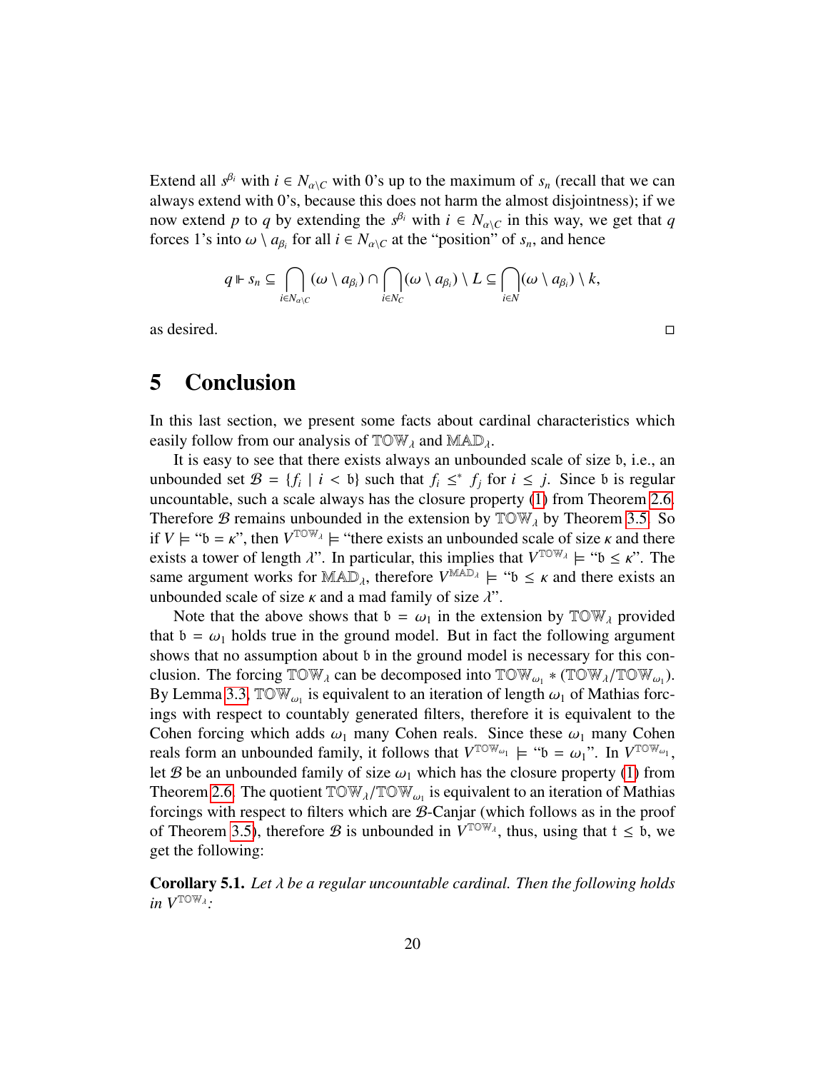Extend all $s^{\beta_i}$ with $i \in N_{\alpha \setminus C}$ with 0's up to the maximum of $s_n$ (recall that we can always extend with 0's, because this does not harm the almost disjointness); if we now extend $p$ to $q$ by extending the $s^{\beta_i}$ with $i \in N_{\alpha \setminus C}$ in this way, we get that $q$ forces 1's into $\omega \setminus a_{\beta_i}$ for all $i \in N_{\alpha \setminus C}$ at the "position" of $s_n$, and hence

$$q \Vdash s_n \subseteq \bigcap_{i \in N_{\alpha \setminus C}} (\omega \setminus a_{\beta_i}) \cap \bigcap_{i \in N_C} (\omega \setminus a_{\beta_i}) \setminus L \subseteq \bigcap_{i \in N} (\omega \setminus a_{\beta_i}) \setminus k,$$

as desired. □

# 5 Conclusion

In this last section, we present some facts about cardinal characteristics which easily follow from our analysis of $\mathbb{TOW}_\lambda$ and $\mathbb{MAD}_\lambda$.

It is easy to see that there exists always an unbounded scale of size $\mathfrak{b}$, i.e., an unbounded set $\mathcal{B} = \{f_i \mid i < \mathfrak{b}\}$ such that $f_i \leq^* f_j$ for $i \leq j$. Since $\mathfrak{b}$ is regular uncountable, such a scale always has the closure property (1) from Theorem 2.6. Therefore $\mathcal{B}$ remains unbounded in the extension by $\mathbb{TOW}_\lambda$ by Theorem 3.5. So if $V \models$ "$\mathfrak{b} = \kappa$", then $V^{\mathbb{TOW}_\lambda} \models$ "there exists an unbounded scale of size $\kappa$ and there exists a tower of length $\lambda$". In particular, this implies that $V^{\mathbb{TOW}_\lambda} \models$ "$\mathfrak{b} \leq \kappa$". The same argument works for $\mathbb{MAD}_\lambda$, therefore $V^{\mathbb{MAD}_\lambda} \models$ "$\mathfrak{b} \leq \kappa$ and there exists an unbounded scale of size $\kappa$ and a mad family of size $\lambda$".

Note that the above shows that $\mathfrak{b} = \omega_1$ in the extension by $\mathbb{TOW}_\lambda$ provided that $\mathfrak{b} = \omega_1$ holds true in the ground model. But in fact the following argument shows that no assumption about $\mathfrak{b}$ in the ground model is necessary for this conclusion. The forcing $\mathbb{TOW}_\lambda$ can be decomposed into $\mathbb{TOW}_{\omega_1} * (\mathbb{TOW}_\lambda / \mathbb{TOW}_{\omega_1})$. By Lemma 3.3, $\mathbb{TOW}_{\omega_1}$ is equivalent to an iteration of length $\omega_1$ of Mathias forcings with respect to countably generated filters, therefore it is equivalent to the Cohen forcing which adds $\omega_1$ many Cohen reals. Since these $\omega_1$ many Cohen reals form an unbounded family, it follows that $V^{\mathbb{TOW}_{\omega_1}} \models$ "$\mathfrak{b} = \omega_1$". In $V^{\mathbb{TOW}_{\omega_1}}$, let $\mathcal{B}$ be an unbounded family of size $\omega_1$ which has the closure property (1) from Theorem 2.6. The quotient $\mathbb{TOW}_\lambda / \mathbb{TOW}_{\omega_1}$ is equivalent to an iteration of Mathias forcings with respect to filters which are $\mathcal{B}$-Canjar (which follows as in the proof of Theorem 3.5), therefore $\mathcal{B}$ is unbounded in $V^{\mathbb{TOW}_\lambda}$, thus, using that $\mathfrak{t} \leq \mathfrak{b}$, we get the following:

**Corollary 5.1.** *Let $\lambda$ be a regular uncountable cardinal. Then the following holds in $V^{\mathbb{TOW}_\lambda}$:*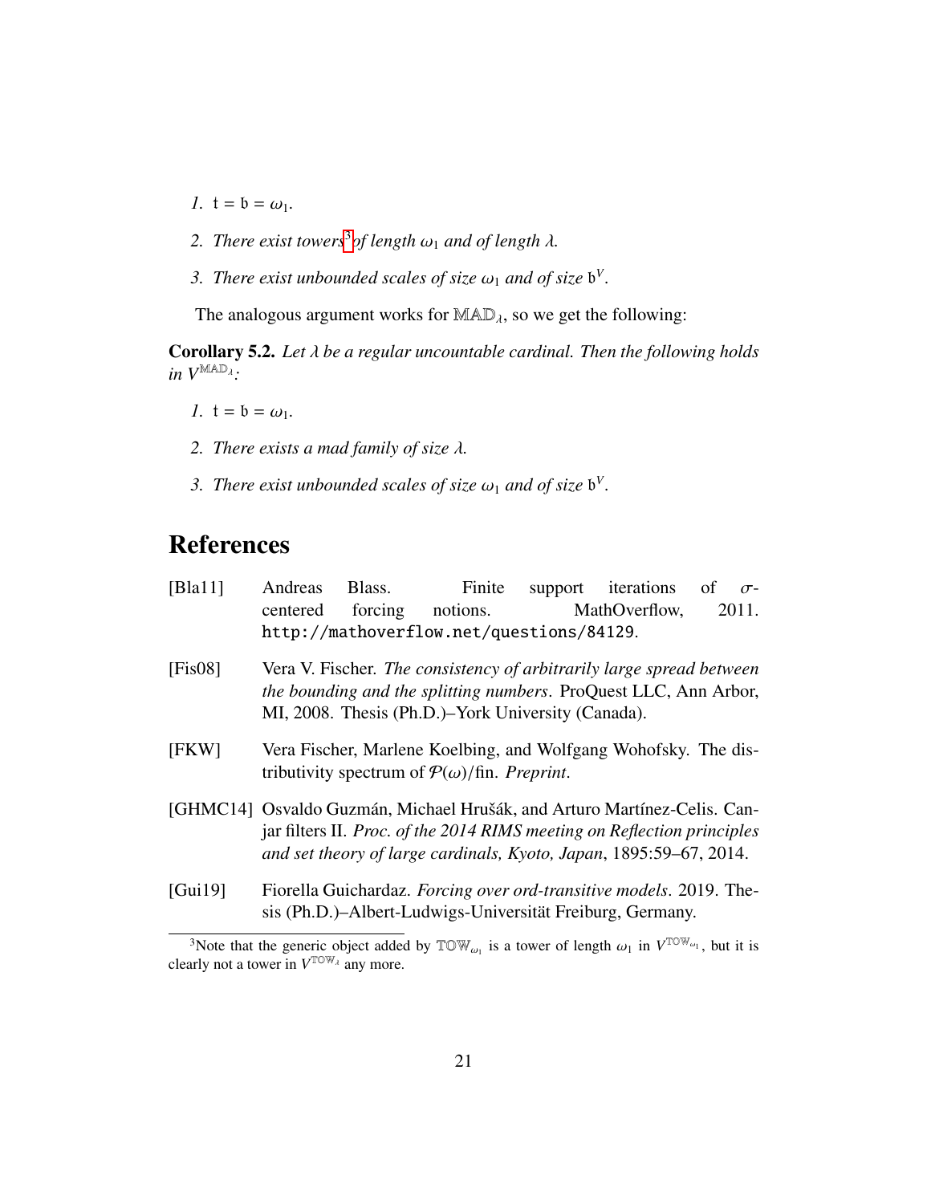1. $\mathfrak{t} = \mathfrak{b} = \omega_1$.

2. *There exist towers*[3] *of length $\omega_1$ and of length $\lambda$.*

3. *There exist unbounded scales of size $\omega_1$ and of size $\mathfrak{b}^V$.*

The analogous argument works for $\mathbb{MAD}_\lambda$, so we get the following:

**Corollary 5.2.** *Let $\lambda$ be a regular uncountable cardinal. Then the following holds in $V^{\mathbb{MAD}_\lambda}$:*

1. $\mathfrak{t} = \mathfrak{b} = \omega_1$.

2. *There exists a mad family of size $\lambda$.*

3. *There exist unbounded scales of size $\omega_1$ and of size $\mathfrak{b}^V$.*

# References

[Bla11] Andreas Blass. Finite support iterations of $\sigma$-centered forcing notions. MathOverflow, 2011. http://mathoverflow.net/questions/84129.

[Fis08] Vera V. Fischer. *The consistency of arbitrarily large spread between the bounding and the splitting numbers*. ProQuest LLC, Ann Arbor, MI, 2008. Thesis (Ph.D.)–York University (Canada).

[FKW] Vera Fischer, Marlene Koelbing, and Wolfgang Wohofsky. The distributivity spectrum of $\mathcal{P}(\omega)/\text{fin}$. *Preprint*.

[GHMC14] Osvaldo Guzmán, Michael Hrušák, and Arturo Martínez-Celis. Canjar filters II. *Proc. of the 2014 RIMS meeting on Reflection principles and set theory of large cardinals, Kyoto, Japan*, 1895:59–67, 2014.

[Gui19] Fiorella Guichardaz. *Forcing over ord-transitive models*. 2019. Thesis (Ph.D.)–Albert-Ludwigs-Universität Freiburg, Germany.

[3] Note that the generic object added by $\mathbb{TOW}_{\omega_1}$ is a tower of length $\omega_1$ in $V^{\mathbb{TOW}_{\omega_1}}$, but it is clearly not a tower in $V^{\mathbb{TOW}_\lambda}$ any more.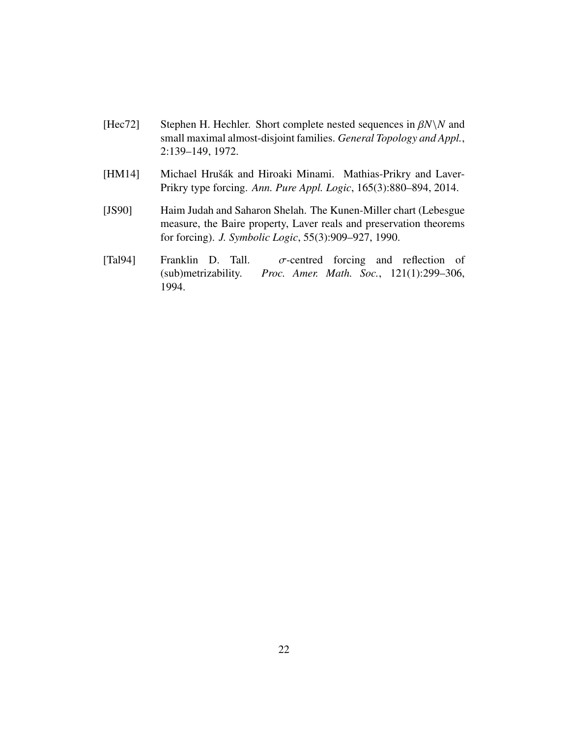[Hec72] Stephen H. Hechler. Short complete nested sequences in $\beta N \backslash N$ and small maximal almost-disjoint families. *General Topology and Appl.*, 2:139–149, 1972.

[HM14] Michael Hrušák and Hiroaki Minami. Mathias-Prikry and Laver-Prikry type forcing. *Ann. Pure Appl. Logic*, 165(3):880–894, 2014.

[JS90] Haim Judah and Saharon Shelah. The Kunen-Miller chart (Lebesgue measure, the Baire property, Laver reals and preservation theorems for forcing). *J. Symbolic Logic*, 55(3):909–927, 1990.

[Tal94] Franklin D. Tall. $\sigma$-centred forcing and reflection of (sub)metrizability. *Proc. Amer. Math. Soc.*, 121(1):299–306, 1994.